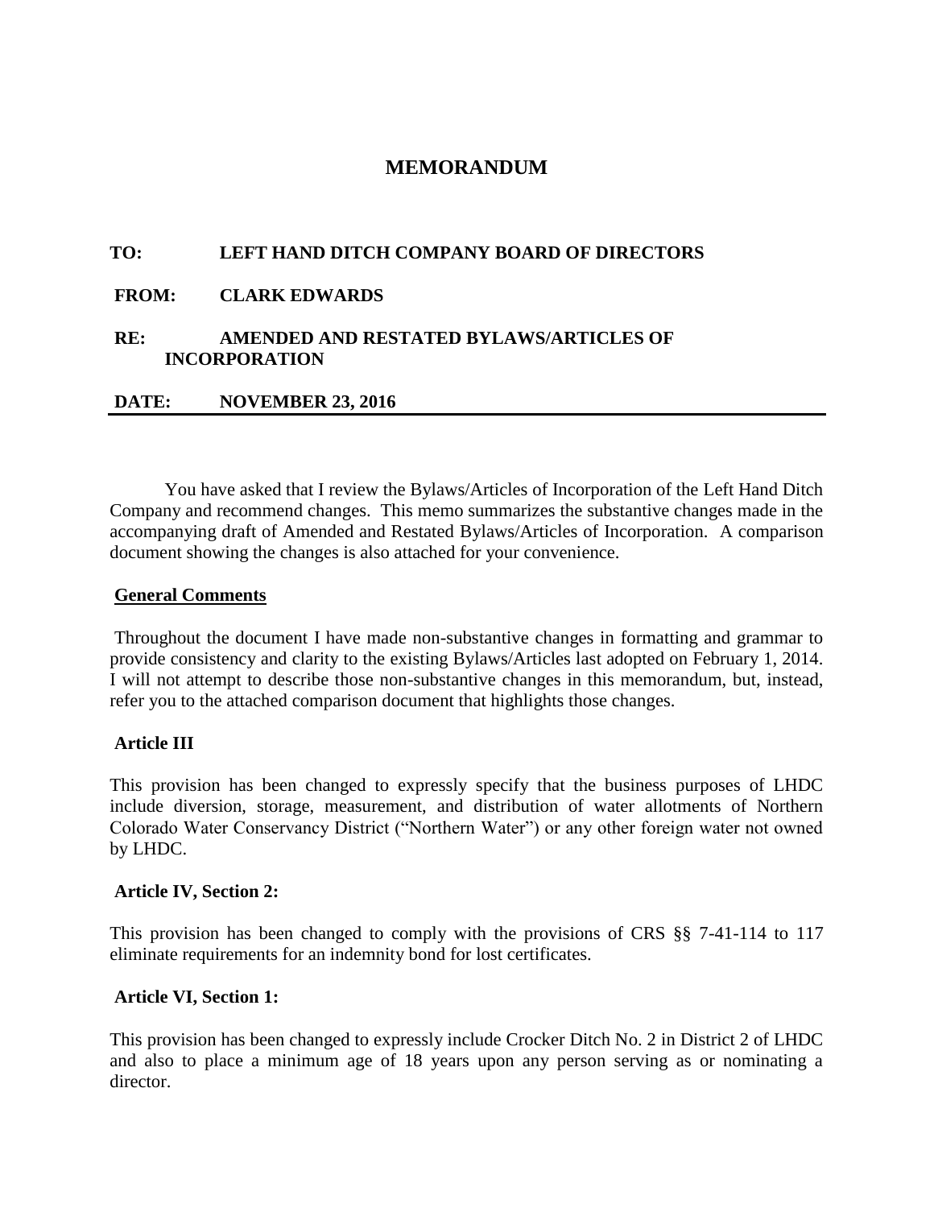# MEMORANDUM

**TO:** LEFT HAND DITCH COMPANY BOARD OF DIRECTORS

**FROM:** CLARK EDWARDS

**RE:** AMENDED AND RESTATED BYLAWS/ARTICLES OF INCORPORATION

**DATE:** NOVEMBER 23, 2016

---

You have asked that I review the Bylaws/Articles of Incorporation of the Left Hand Ditch Company and recommend changes. This memo summarizes the substantive changes made in the accompanying draft of Amended and Restated Bylaws/Articles of Incorporation. A comparison document showing the changes is also attached for your convenience.

**General Comments**

Throughout the document I have made non-substantive changes in formatting and grammar to provide consistency and clarity to the existing Bylaws/Articles last adopted on February 1, 2014. I will not attempt to describe those non-substantive changes in this memorandum, but, instead, refer you to the attached comparison document that highlights those changes.

**Article III**

This provision has been changed to expressly specify that the business purposes of LHDC include diversion, storage, measurement, and distribution of water allotments of Northern Colorado Water Conservancy District ("Northern Water") or any other foreign water not owned by LHDC.

**Article IV, Section 2:**

This provision has been changed to comply with the provisions of CRS §§ 7-41-114 to 117 eliminate requirements for an indemnity bond for lost certificates.

**Article VI, Section 1:**

This provision has been changed to expressly include Crocker Ditch No. 2 in District 2 of LHDC and also to place a minimum age of 18 years upon any person serving as or nominating a director.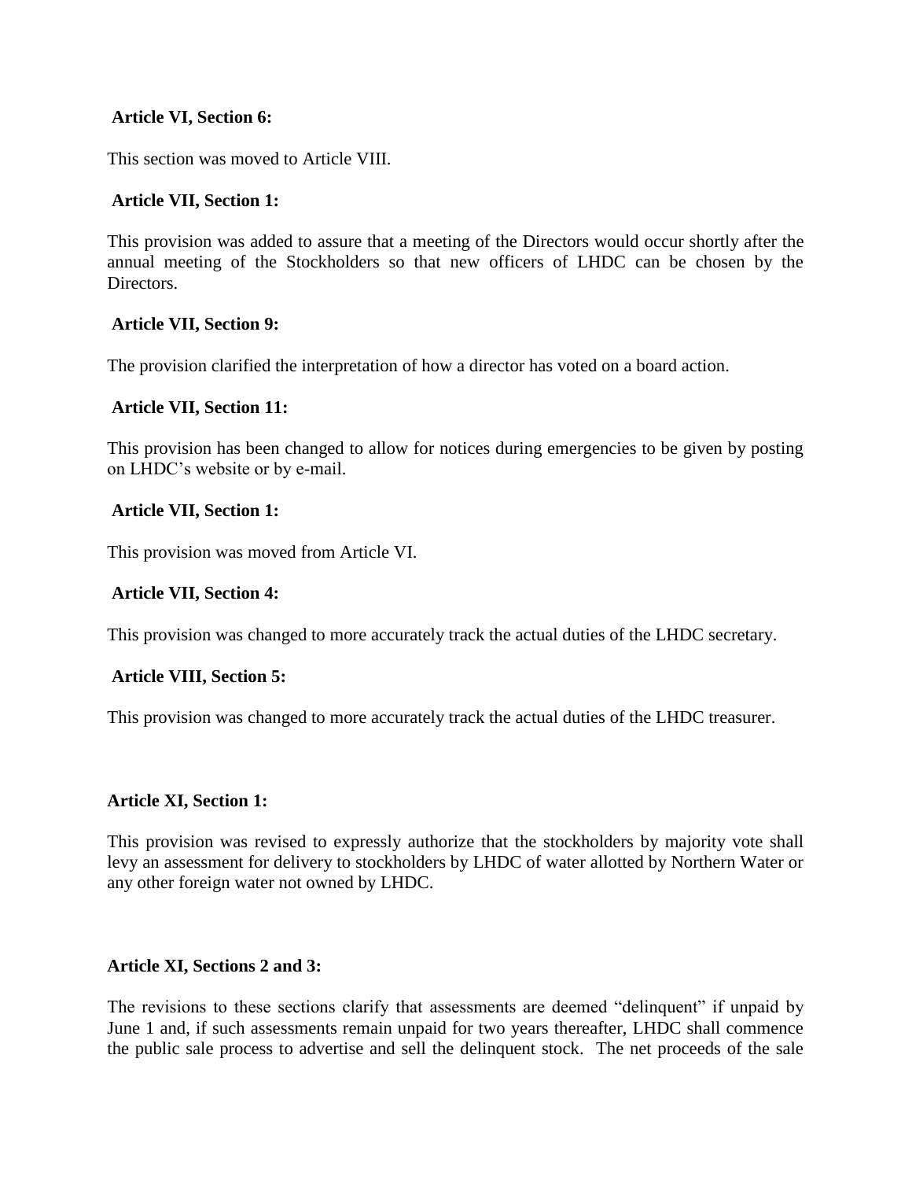**Article VI, Section 6:**

This section was moved to Article VIII.

**Article VII, Section 1:**

This provision was added to assure that a meeting of the Directors would occur shortly after the annual meeting of the Stockholders so that new officers of LHDC can be chosen by the Directors.

**Article VII, Section 9:**

The provision clarified the interpretation of how a director has voted on a board action.

**Article VII, Section 11:**

This provision has been changed to allow for notices during emergencies to be given by posting on LHDC's website or by e-mail.

**Article VII, Section 1:**

This provision was moved from Article VI.

**Article VII, Section 4:**

This provision was changed to more accurately track the actual duties of the LHDC secretary.

**Article VIII, Section 5:**

This provision was changed to more accurately track the actual duties of the LHDC treasurer.

**Article XI, Section 1:**

This provision was revised to expressly authorize that the stockholders by majority vote shall levy an assessment for delivery to stockholders by LHDC of water allotted by Northern Water or any other foreign water not owned by LHDC.

**Article XI, Sections 2 and 3:**

The revisions to these sections clarify that assessments are deemed "delinquent" if unpaid by June 1 and, if such assessments remain unpaid for two years thereafter, LHDC shall commence the public sale process to advertise and sell the delinquent stock. The net proceeds of the sale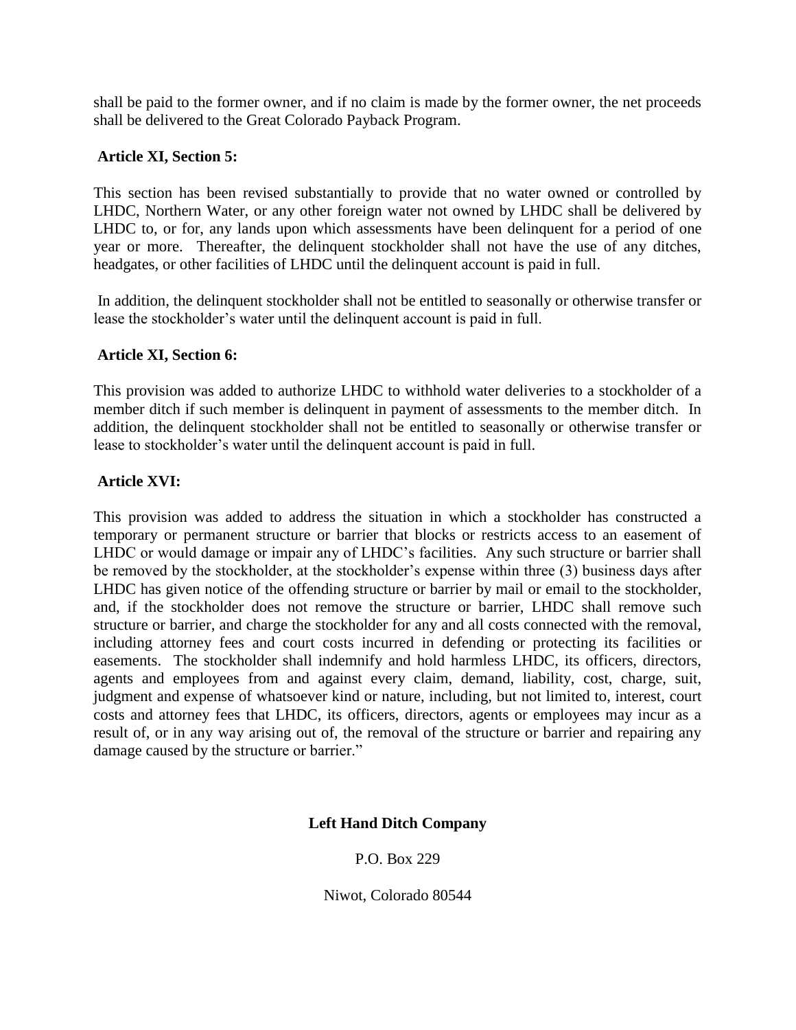shall be paid to the former owner, and if no claim is made by the former owner, the net proceeds shall be delivered to the Great Colorado Payback Program.

**Article XI, Section 5:**

This section has been revised substantially to provide that no water owned or controlled by LHDC, Northern Water, or any other foreign water not owned by LHDC shall be delivered by LHDC to, or for, any lands upon which assessments have been delinquent for a period of one year or more. Thereafter, the delinquent stockholder shall not have the use of any ditches, headgates, or other facilities of LHDC until the delinquent account is paid in full.

In addition, the delinquent stockholder shall not be entitled to seasonally or otherwise transfer or lease the stockholder's water until the delinquent account is paid in full.

**Article XI, Section 6:**

This provision was added to authorize LHDC to withhold water deliveries to a stockholder of a member ditch if such member is delinquent in payment of assessments to the member ditch. In addition, the delinquent stockholder shall not be entitled to seasonally or otherwise transfer or lease to stockholder's water until the delinquent account is paid in full.

**Article XVI:**

This provision was added to address the situation in which a stockholder has constructed a temporary or permanent structure or barrier that blocks or restricts access to an easement of LHDC or would damage or impair any of LHDC's facilities. Any such structure or barrier shall be removed by the stockholder, at the stockholder's expense within three (3) business days after LHDC has given notice of the offending structure or barrier by mail or email to the stockholder, and, if the stockholder does not remove the structure or barrier, LHDC shall remove such structure or barrier, and charge the stockholder for any and all costs connected with the removal, including attorney fees and court costs incurred in defending or protecting its facilities or easements. The stockholder shall indemnify and hold harmless LHDC, its officers, directors, agents and employees from and against every claim, demand, liability, cost, charge, suit, judgment and expense of whatsoever kind or nature, including, but not limited to, interest, court costs and attorney fees that LHDC, its officers, directors, agents or employees may incur as a result of, or in any way arising out of, the removal of the structure or barrier and repairing any damage caused by the structure or barrier."

**Left Hand Ditch Company**

P.O. Box 229

Niwot, Colorado 80544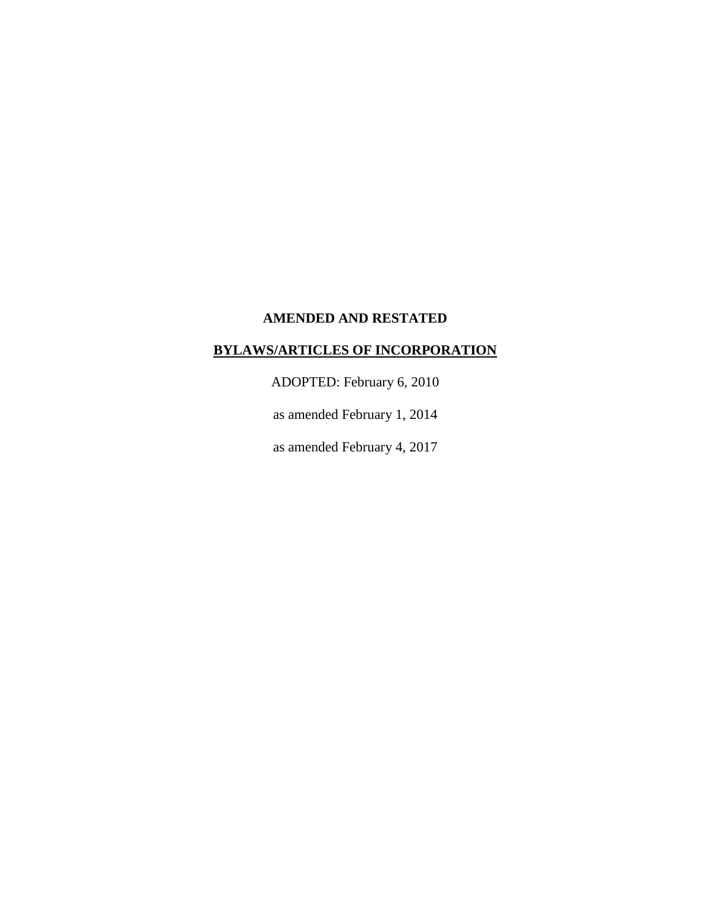**AMENDED AND RESTATED**

**<u>BYLAWS/ARTICLES OF INCORPORATION</u>**

ADOPTED: February 6, 2010

as amended February 1, 2014

as amended February 4, 2017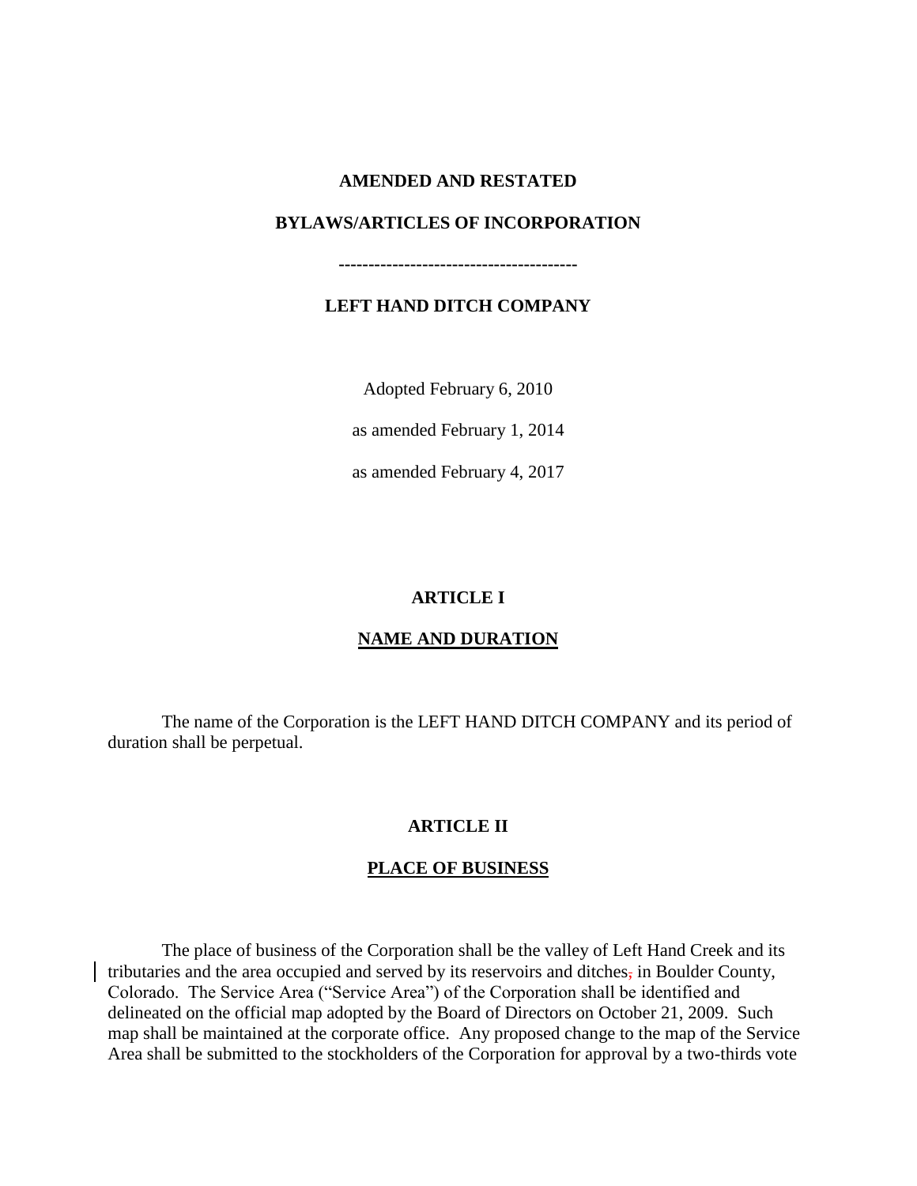**AMENDED AND RESTATED**

**BYLAWS/ARTICLES OF INCORPORATION**

**---------------------------------------**

**LEFT HAND DITCH COMPANY**

Adopted February 6, 2010

as amended February 1, 2014

as amended February 4, 2017

## ARTICLE I

## NAME AND DURATION

The name of the Corporation is the LEFT HAND DITCH COMPANY and its period of duration shall be perpetual.

## ARTICLE II

## PLACE OF BUSINESS

The place of business of the Corporation shall be the valley of Left Hand Creek and its tributaries and the area occupied and served by its reservoirs and ditches, in Boulder County, Colorado. The Service Area ("Service Area") of the Corporation shall be identified and delineated on the official map adopted by the Board of Directors on October 21, 2009. Such map shall be maintained at the corporate office. Any proposed change to the map of the Service Area shall be submitted to the stockholders of the Corporation for approval by a two-thirds vote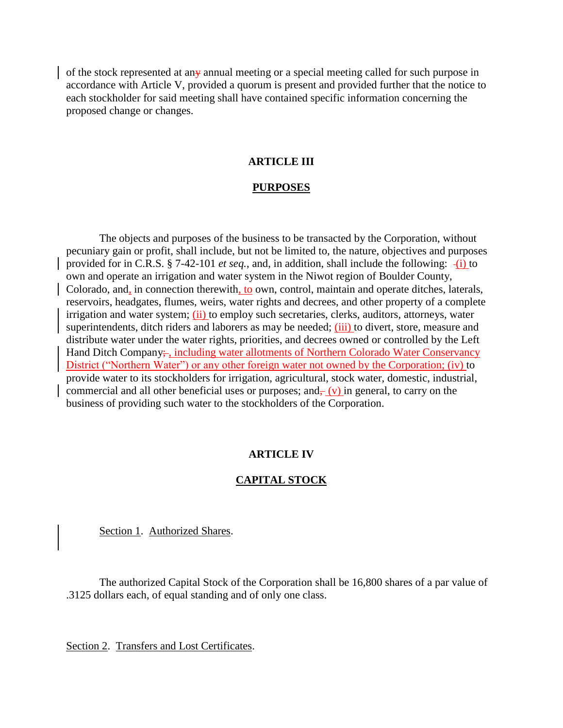of the stock represented at any annual meeting or a special meeting called for such purpose in accordance with Article V, provided a quorum is present and provided further that the notice to each stockholder for said meeting shall have contained specific information concerning the proposed change or changes.

## ARTICLE III

## PURPOSES

The objects and purposes of the business to be transacted by the Corporation, without pecuniary gain or profit, shall include, but not be limited to, the nature, objectives and purposes provided for in C.R.S. § 7-42-101 *et seq.*, and, in addition, shall include the following: (i) to own and operate an irrigation and water system in the Niwot region of Boulder County, Colorado, and, in connection therewith, to own, control, maintain and operate ditches, laterals, reservoirs, headgates, flumes, weirs, water rights and decrees, and other property of a complete irrigation and water system; (ii) to employ such secretaries, clerks, auditors, attorneys, water superintendents, ditch riders and laborers as may be needed; (iii) to divert, store, measure and distribute water under the water rights, priorities, and decrees owned or controlled by the Left Hand Ditch Company, including water allotments of Northern Colorado Water Conservancy District ("Northern Water") or any other foreign water not owned by the Corporation; (iv) to provide water to its stockholders for irrigation, agricultural, stock water, domestic, industrial, commercial and all other beneficial uses or purposes; and (v) in general, to carry on the business of providing such water to the stockholders of the Corporation.

## ARTICLE IV

## CAPITAL STOCK

Section 1. Authorized Shares.

The authorized Capital Stock of the Corporation shall be 16,800 shares of a par value of .3125 dollars each, of equal standing and of only one class.

Section 2. Transfers and Lost Certificates.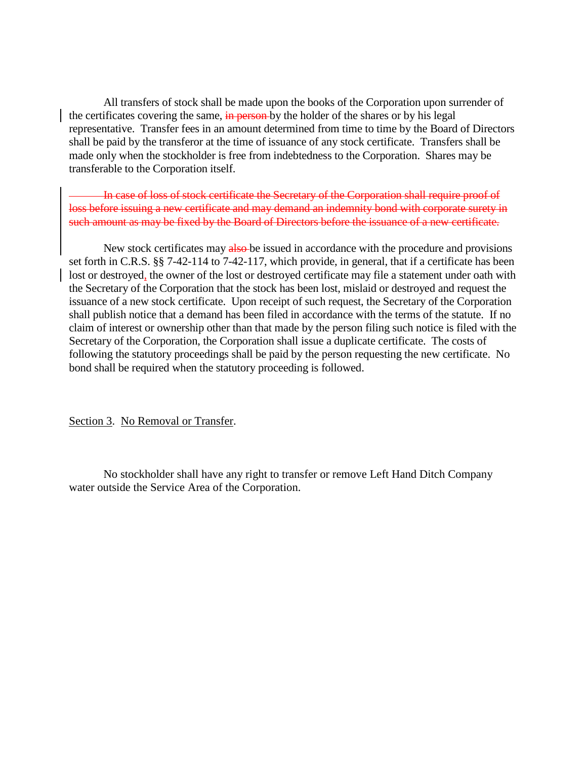All transfers of stock shall be made upon the books of the Corporation upon surrender of the certificates covering the same, ~~in person~~ by the holder of the shares or by his legal representative. Transfer fees in an amount determined from time to time by the Board of Directors shall be paid by the transferor at the time of issuance of any stock certificate. Transfers shall be made only when the stockholder is free from indebtedness to the Corporation. Shares may be transferable to the Corporation itself.

~~In case of loss of stock certificate the Secretary of the Corporation shall require proof of loss before issuing a new certificate and may demand an indemnity bond with corporate surety in such amount as may be fixed by the Board of Directors before the issuance of a new certificate.~~

New stock certificates may ~~also~~ be issued in accordance with the procedure and provisions set forth in C.R.S. §§ 7-42-114 to 7-42-117, which provide, in general, that if a certificate has been lost or destroyed, the owner of the lost or destroyed certificate may file a statement under oath with the Secretary of the Corporation that the stock has been lost, mislaid or destroyed and request the issuance of a new stock certificate. Upon receipt of such request, the Secretary of the Corporation shall publish notice that a demand has been filed in accordance with the terms of the statute. If no claim of interest or ownership other than that made by the person filing such notice is filed with the Secretary of the Corporation, the Corporation shall issue a duplicate certificate. The costs of following the statutory proceedings shall be paid by the person requesting the new certificate. No bond shall be required when the statutory proceeding is followed.

Section 3. No Removal or Transfer.

No stockholder shall have any right to transfer or remove Left Hand Ditch Company water outside the Service Area of the Corporation.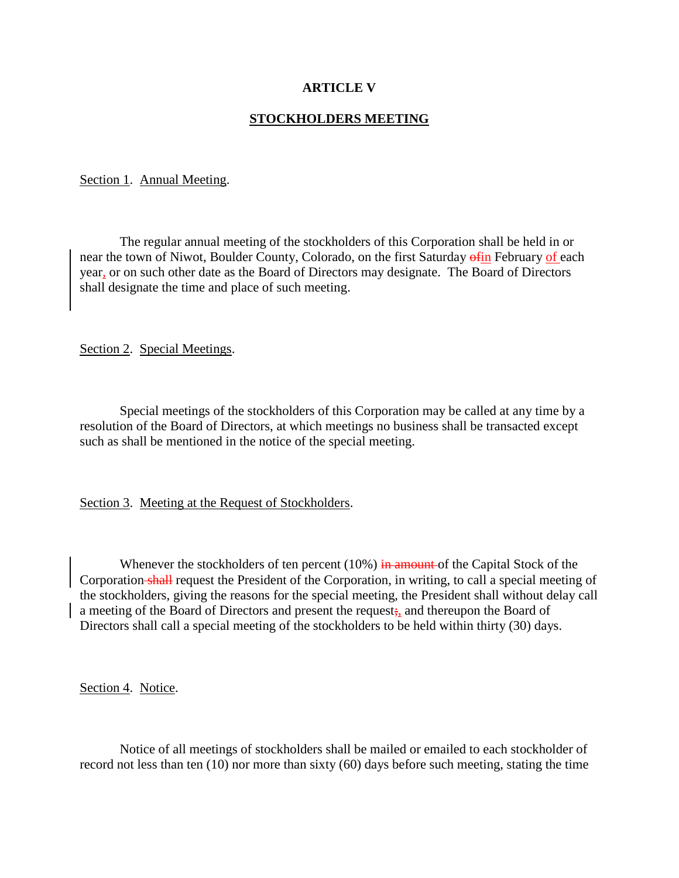## ARTICLE V

## STOCKHOLDERS MEETING

Section 1. Annual Meeting.

The regular annual meeting of the stockholders of this Corporation shall be held in or near the town of Niwot, Boulder County, Colorado, on the first Saturday ~~of~~in February of each year, or on such other date as the Board of Directors may designate. The Board of Directors shall designate the time and place of such meeting.

Section 2. Special Meetings.

Special meetings of the stockholders of this Corporation may be called at any time by a resolution of the Board of Directors, at which meetings no business shall be transacted except such as shall be mentioned in the notice of the special meeting.

Section 3. Meeting at the Request of Stockholders.

Whenever the stockholders of ten percent (10%) ~~in amount~~ of the Capital Stock of the Corporation ~~shall~~ request the President of the Corporation, in writing, to call a special meeting of the stockholders, giving the reasons for the special meeting, the President shall without delay call a meeting of the Board of Directors and present the request~~;~~, and thereupon the Board of Directors shall call a special meeting of the stockholders to be held within thirty (30) days.

Section 4. Notice.

Notice of all meetings of stockholders shall be mailed or emailed to each stockholder of record not less than ten (10) nor more than sixty (60) days before such meeting, stating the time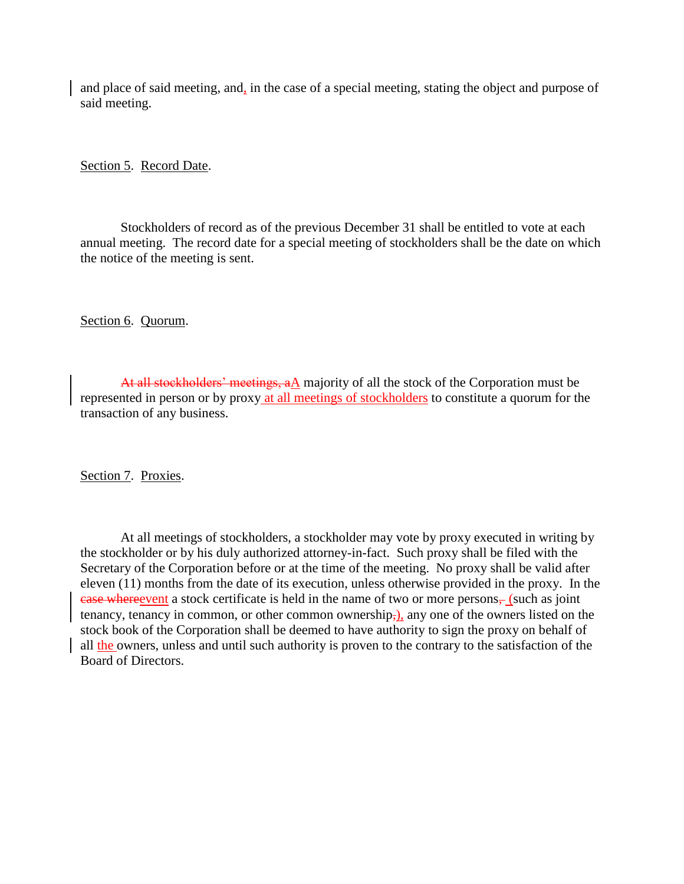and place of said meeting, and, in the case of a special meeting, stating the object and purpose of said meeting.

Section 5. Record Date.

Stockholders of record as of the previous December 31 shall be entitled to vote at each annual meeting. The record date for a special meeting of stockholders shall be the date on which the notice of the meeting is sent.

Section 6. Quorum.

~~At all stockholders' meetings, a~~A majority of all the stock of the Corporation must be represented in person or by proxy at all meetings of stockholders to constitute a quorum for the transaction of any business.

Section 7. Proxies.

At all meetings of stockholders, a stockholder may vote by proxy executed in writing by the stockholder or by his duly authorized attorney-in-fact. Such proxy shall be filed with the Secretary of the Corporation before or at the time of the meeting. No proxy shall be valid after eleven (11) months from the date of its execution, unless otherwise provided in the proxy. In the ~~case where~~event a stock certificate is held in the name of two or more persons~~,~~ (such as joint tenancy, tenancy in common, or other common ownership~~,~~), any one of the owners listed on the stock book of the Corporation shall be deemed to have authority to sign the proxy on behalf of all the owners, unless and until such authority is proven to the contrary to the satisfaction of the Board of Directors.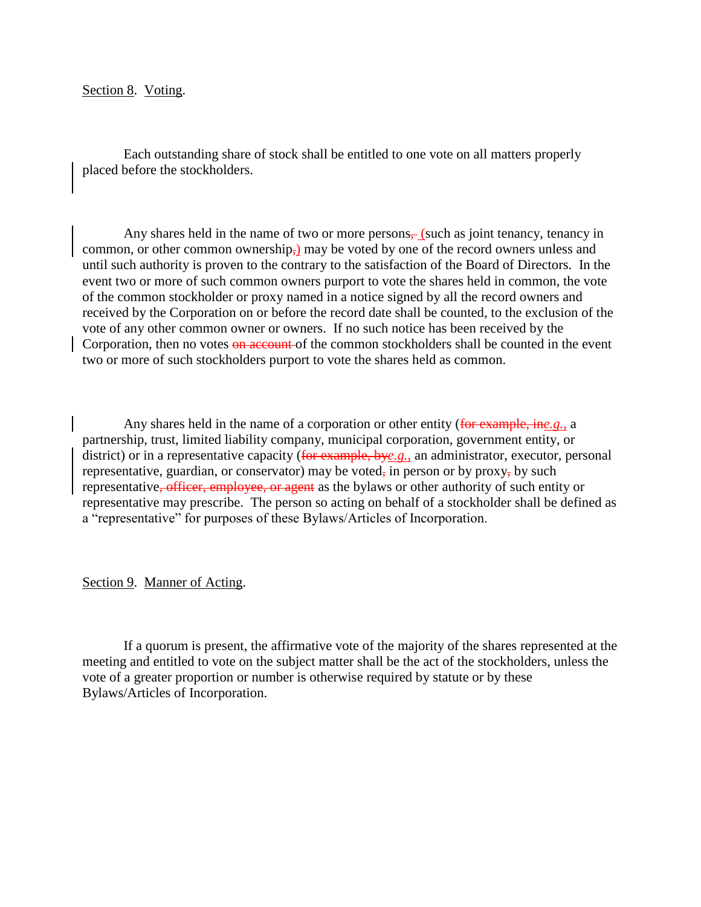Section 8. Voting.

Each outstanding share of stock shall be entitled to one vote on all matters properly placed before the stockholders.

Any shares held in the name of two or more persons~~,~~ (such as joint tenancy, tenancy in common, or other common ownership~~,~~) may be voted by one of the record owners unless and until such authority is proven to the contrary to the satisfaction of the Board of Directors. In the event two or more of such common owners purport to vote the shares held in common, the vote of the common stockholder or proxy named in a notice signed by all the record owners and received by the Corporation on or before the record date shall be counted, to the exclusion of the vote of any other common owner or owners. If no such notice has been received by the Corporation, then no votes ~~on account~~ of the common stockholders shall be counted in the event two or more of such stockholders purport to vote the shares held as common.

Any shares held in the name of a corporation or other entity (~~for example, in~~*e.g.,* a partnership, trust, limited liability company, municipal corporation, government entity, or district) or in a representative capacity (~~for example, by~~*e.g.,* an administrator, executor, personal representative, guardian, or conservator) may be voted~~,~~ in person or by proxy~~,~~ by such representative~~, officer, employee, or agent~~ as the bylaws or other authority of such entity or representative may prescribe. The person so acting on behalf of a stockholder shall be defined as a "representative" for purposes of these Bylaws/Articles of Incorporation.

Section 9. Manner of Acting.

If a quorum is present, the affirmative vote of the majority of the shares represented at the meeting and entitled to vote on the subject matter shall be the act of the stockholders, unless the vote of a greater proportion or number is otherwise required by statute or by these Bylaws/Articles of Incorporation.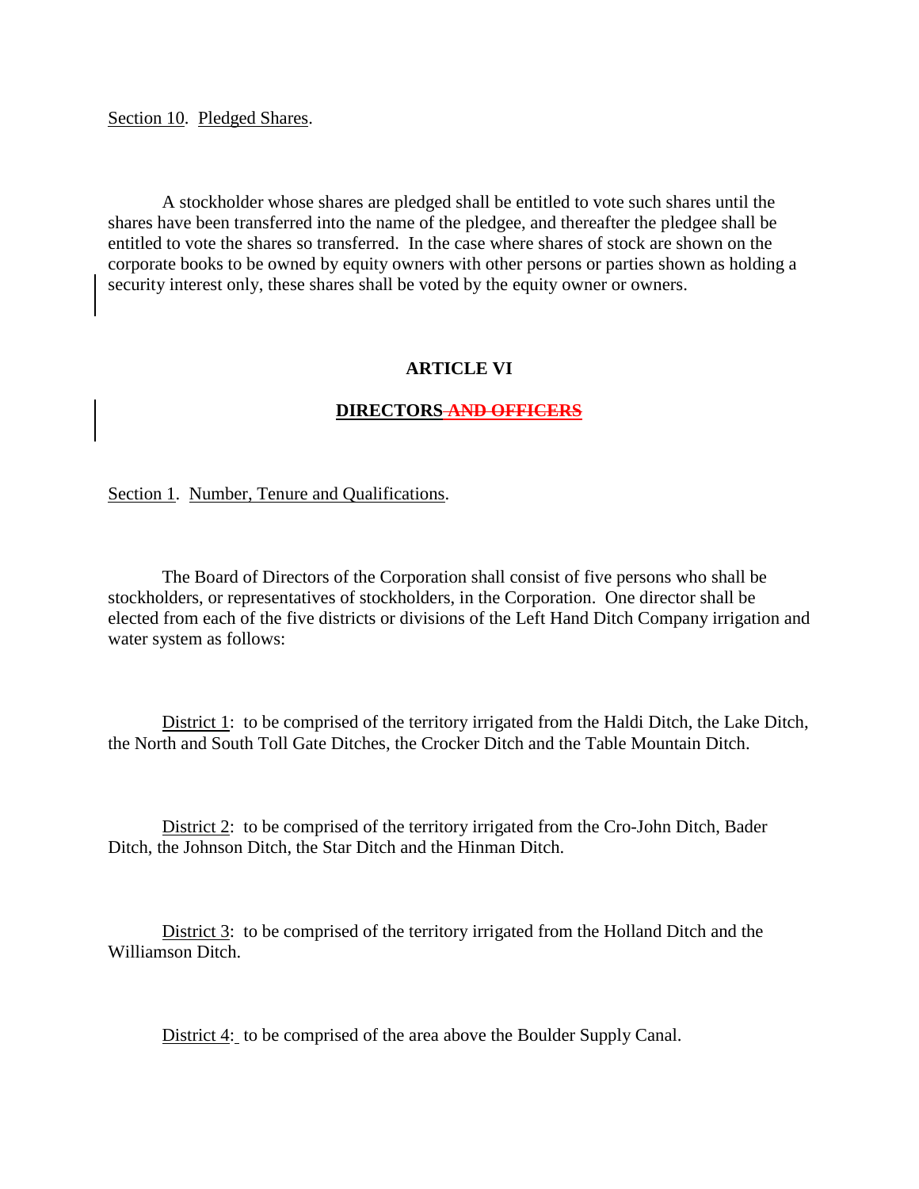Section 10. Pledged Shares.

A stockholder whose shares are pledged shall be entitled to vote such shares until the shares have been transferred into the name of the pledgee, and thereafter the pledgee shall be entitled to vote the shares so transferred. In the case where shares of stock are shown on the corporate books to be owned by equity owners with other persons or parties shown as holding a security interest only, these shares shall be voted by the equity owner or owners.

## ARTICLE VI

## DIRECTORS ~~AND OFFICERS~~

Section 1. Number, Tenure and Qualifications.

The Board of Directors of the Corporation shall consist of five persons who shall be stockholders, or representatives of stockholders, in the Corporation. One director shall be elected from each of the five districts or divisions of the Left Hand Ditch Company irrigation and water system as follows:

District 1: to be comprised of the territory irrigated from the Haldi Ditch, the Lake Ditch, the North and South Toll Gate Ditches, the Crocker Ditch and the Table Mountain Ditch.

District 2: to be comprised of the territory irrigated from the Cro-John Ditch, Bader Ditch, the Johnson Ditch, the Star Ditch and the Hinman Ditch.

District 3: to be comprised of the territory irrigated from the Holland Ditch and the Williamson Ditch.

District 4: to be comprised of the area above the Boulder Supply Canal.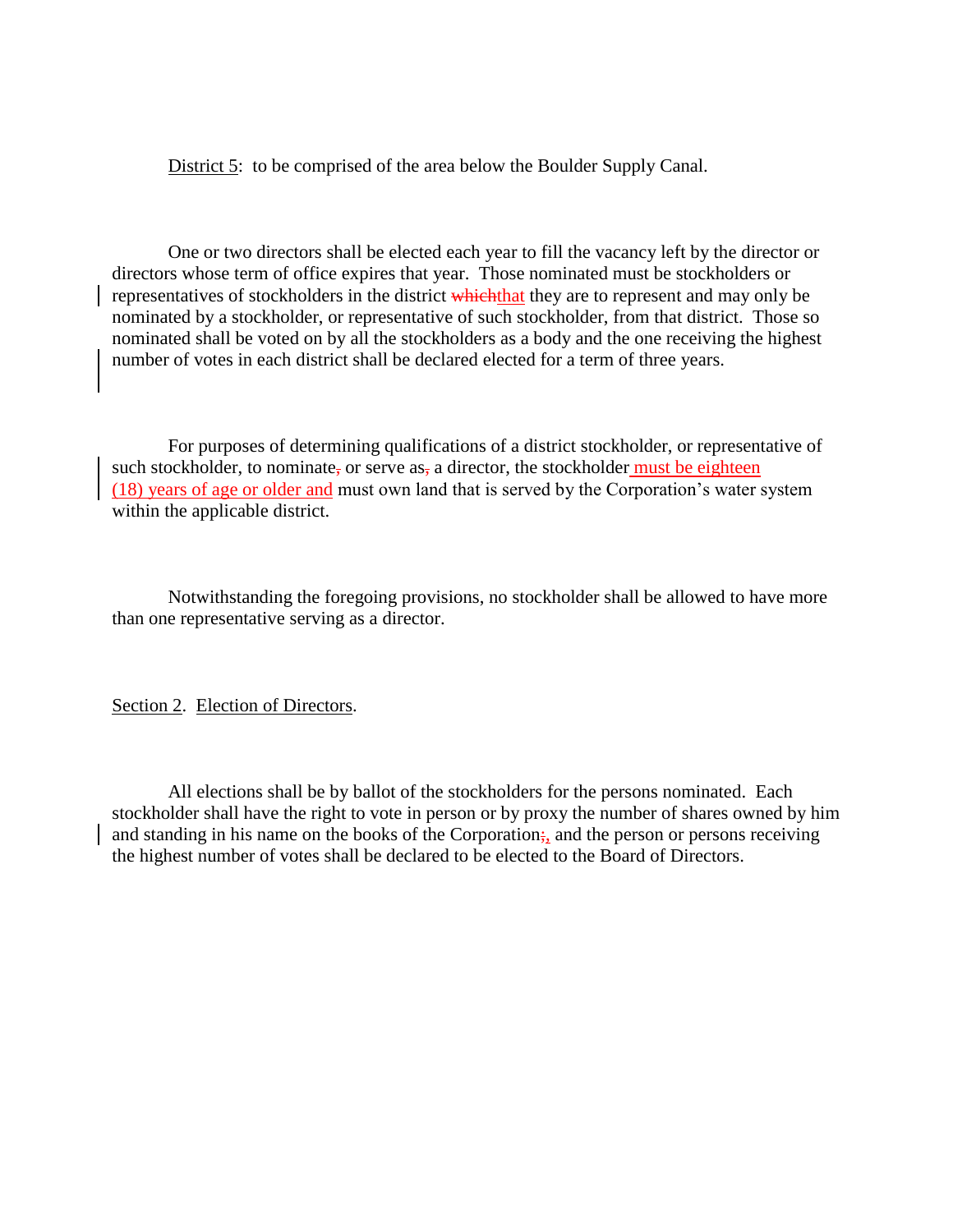District 5: to be comprised of the area below the Boulder Supply Canal.

One or two directors shall be elected each year to fill the vacancy left by the director or directors whose term of office expires that year. Those nominated must be stockholders or representatives of stockholders in the district ~~which~~that they are to represent and may only be nominated by a stockholder, or representative of such stockholder, from that district. Those so nominated shall be voted on by all the stockholders as a body and the one receiving the highest number of votes in each district shall be declared elected for a term of three years.

For purposes of determining qualifications of a district stockholder, or representative of such stockholder, to nominate~~,~~ or serve as~~,~~ a director, the stockholder must be eighteen (18) years of age or older and must own land that is served by the Corporation's water system within the applicable district.

Notwithstanding the foregoing provisions, no stockholder shall be allowed to have more than one representative serving as a director.

Section 2. Election of Directors.

All elections shall be by ballot of the stockholders for the persons nominated. Each stockholder shall have the right to vote in person or by proxy the number of shares owned by him and standing in his name on the books of the Corporation~~;~~, and the person or persons receiving the highest number of votes shall be declared to be elected to the Board of Directors.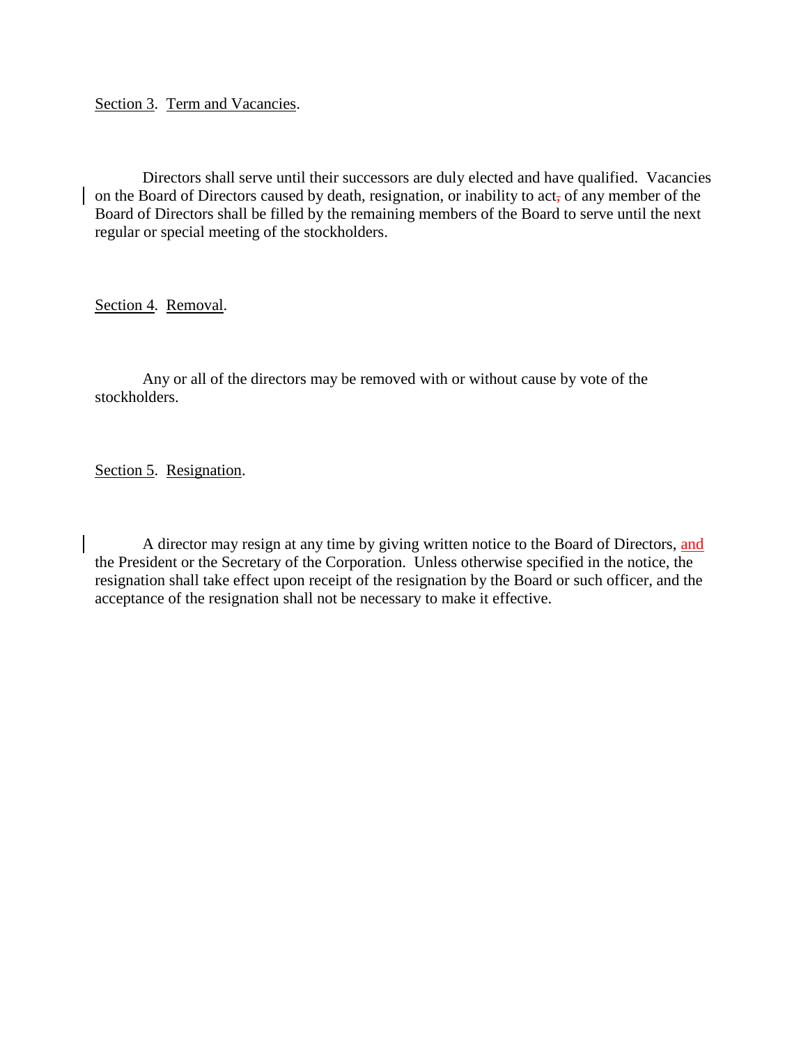Section 3. Term and Vacancies.

Directors shall serve until their successors are duly elected and have qualified. Vacancies on the Board of Directors caused by death, resignation, or inability to act, of any member of the Board of Directors shall be filled by the remaining members of the Board to serve until the next regular or special meeting of the stockholders.

Section 4. Removal.

Any or all of the directors may be removed with or without cause by vote of the stockholders.

Section 5. Resignation.

A director may resign at any time by giving written notice to the Board of Directors, and the President or the Secretary of the Corporation. Unless otherwise specified in the notice, the resignation shall take effect upon receipt of the resignation by the Board or such officer, and the acceptance of the resignation shall not be necessary to make it effective.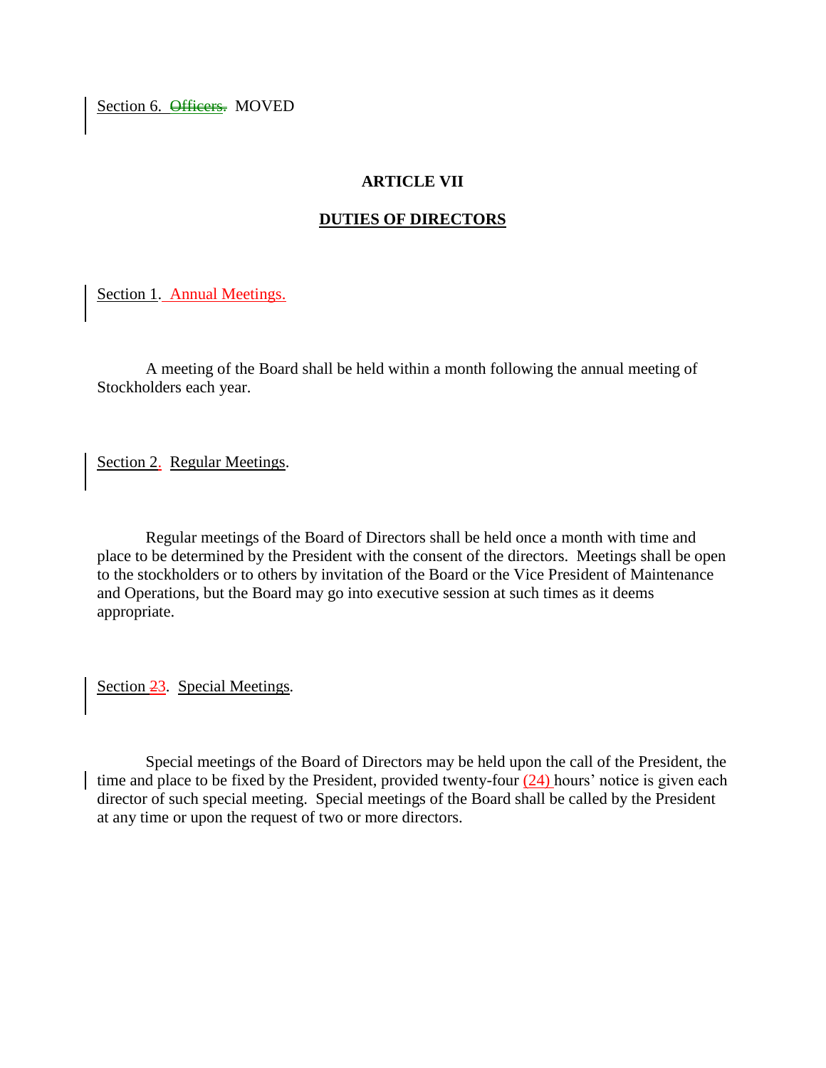Section 6. ~~Officers.~~ MOVED

## ARTICLE VII

## DUTIES OF DIRECTORS

Section 1. Annual Meetings.

A meeting of the Board shall be held within a month following the annual meeting of Stockholders each year.

Section 2. Regular Meetings.

Regular meetings of the Board of Directors shall be held once a month with time and place to be determined by the President with the consent of the directors. Meetings shall be open to the stockholders or to others by invitation of the Board or the Vice President of Maintenance and Operations, but the Board may go into executive session at such times as it deems appropriate.

Section ~~2~~3. Special Meetings.

Special meetings of the Board of Directors may be held upon the call of the President, the time and place to be fixed by the President, provided twenty-four (24) hours' notice is given each director of such special meeting. Special meetings of the Board shall be called by the President at any time or upon the request of two or more directors.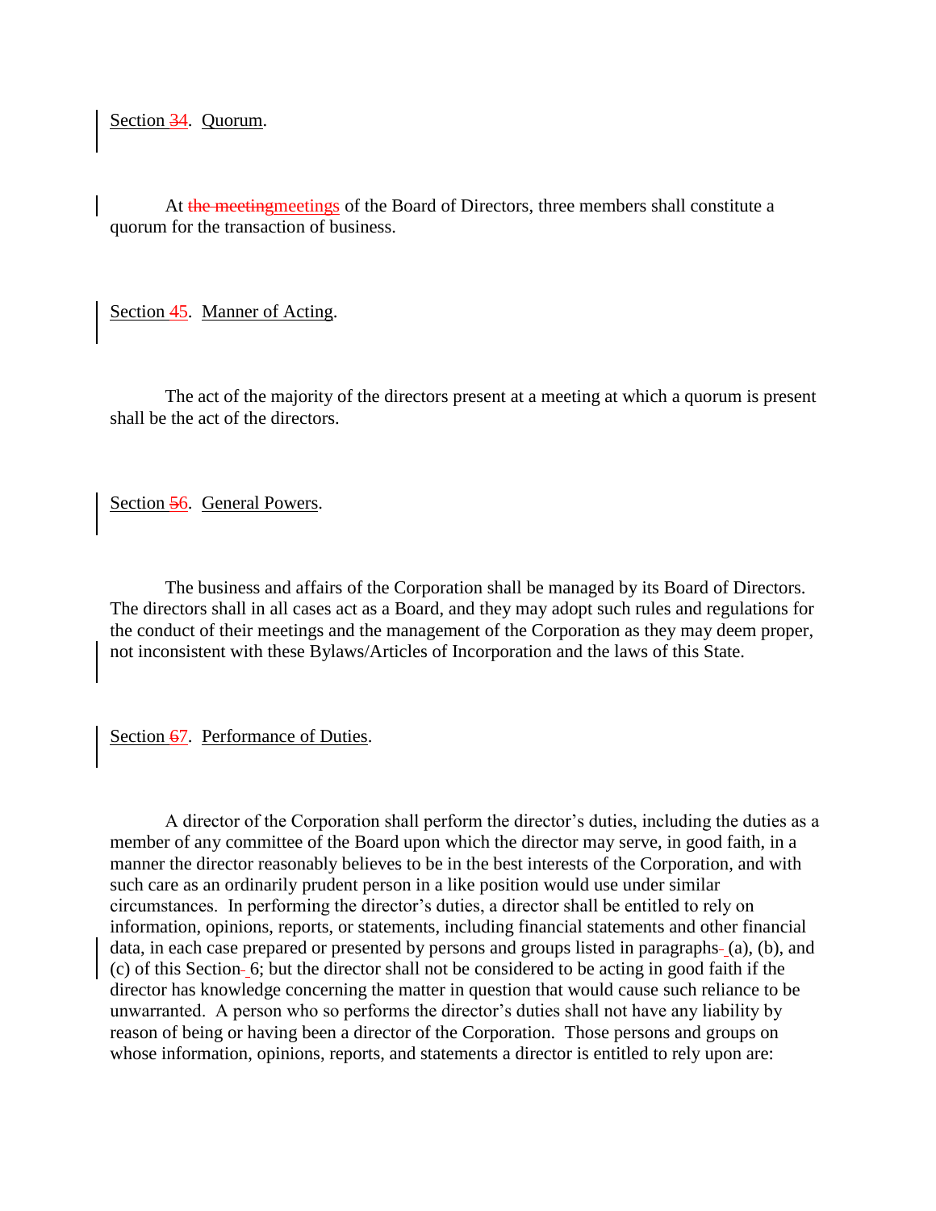Section ~~3~~4. Quorum.

At ~~the meeting~~meetings of the Board of Directors, three members shall constitute a quorum for the transaction of business.

Section ~~4~~5. Manner of Acting.

The act of the majority of the directors present at a meeting at which a quorum is present shall be the act of the directors.

Section ~~5~~6. General Powers.

The business and affairs of the Corporation shall be managed by its Board of Directors. The directors shall in all cases act as a Board, and they may adopt such rules and regulations for the conduct of their meetings and the management of the Corporation as they may deem proper, not inconsistent with these Bylaws/Articles of Incorporation and the laws of this State.

Section ~~6~~7. Performance of Duties.

A director of the Corporation shall perform the director's duties, including the duties as a member of any committee of the Board upon which the director may serve, in good faith, in a manner the director reasonably believes to be in the best interests of the Corporation, and with such care as an ordinarily prudent person in a like position would use under similar circumstances. In performing the director's duties, a director shall be entitled to rely on information, opinions, reports, or statements, including financial statements and other financial data, in each case prepared or presented by persons and groups listed in paragraphs (a), (b), and (c) of this Section 6; but the director shall not be considered to be acting in good faith if the director has knowledge concerning the matter in question that would cause such reliance to be unwarranted. A person who so performs the director's duties shall not have any liability by reason of being or having been a director of the Corporation. Those persons and groups on whose information, opinions, reports, and statements a director is entitled to rely upon are: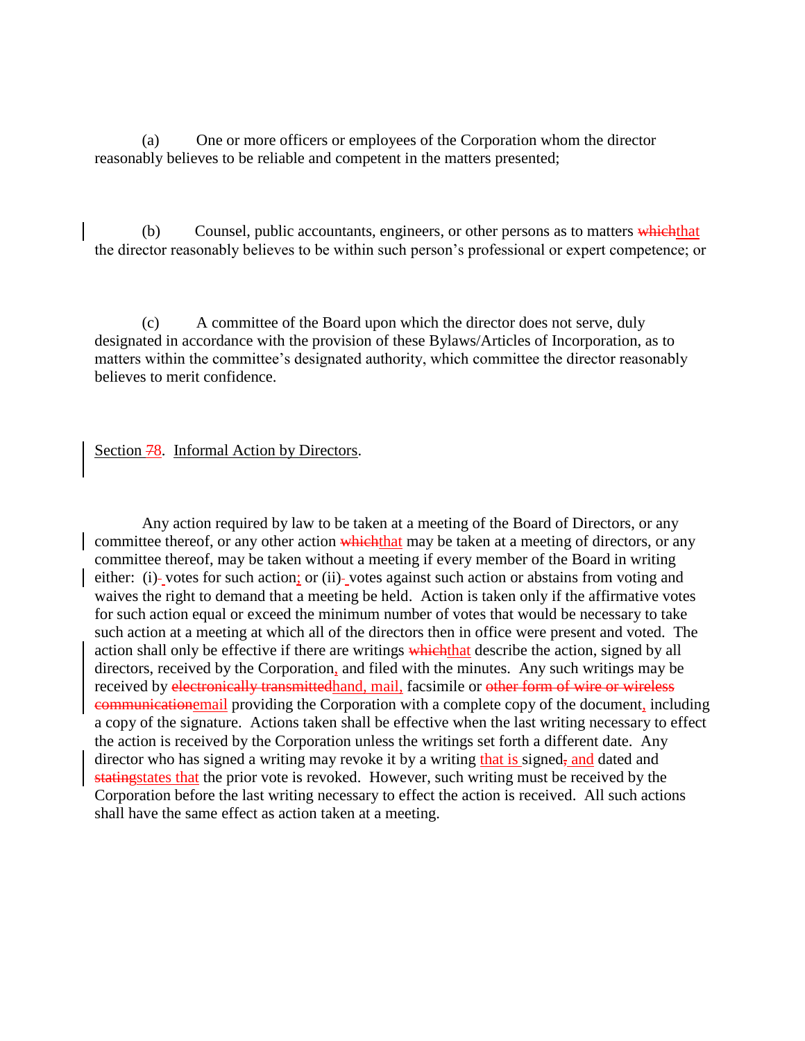(a) One or more officers or employees of the Corporation whom the director reasonably believes to be reliable and competent in the matters presented;

(b) Counsel, public accountants, engineers, or other persons as to matters ~~which~~that the director reasonably believes to be within such person's professional or expert competence; or

(c) A committee of the Board upon which the director does not serve, duly designated in accordance with the provision of these Bylaws/Articles of Incorporation, as to matters within the committee's designated authority, which committee the director reasonably believes to merit confidence.

Section ~~7~~8. Informal Action by Directors.

Any action required by law to be taken at a meeting of the Board of Directors, or any committee thereof, or any other action ~~which~~that may be taken at a meeting of directors, or any committee thereof, may be taken without a meeting if every member of the Board in writing either: (i)~~-~~ votes for such action; or (ii)~~-~~ votes against such action or abstains from voting and waives the right to demand that a meeting be held. Action is taken only if the affirmative votes for such action equal or exceed the minimum number of votes that would be necessary to take such action at a meeting at which all of the directors then in office were present and voted. The action shall only be effective if there are writings ~~which~~that describe the action, signed by all directors, received by the Corporation, and filed with the minutes. Any such writings may be received by ~~electronically transmitted~~hand, mail, facsimile or ~~other form of wire or wireless communication~~email providing the Corporation with a complete copy of the document, including a copy of the signature. Actions taken shall be effective when the last writing necessary to effect the action is received by the Corporation unless the writings set forth a different date. Any director who has signed a writing may revoke it by a writing that is signed~~,~~ and dated and ~~stating~~states that the prior vote is revoked. However, such writing must be received by the Corporation before the last writing necessary to effect the action is received. All such actions shall have the same effect as action taken at a meeting.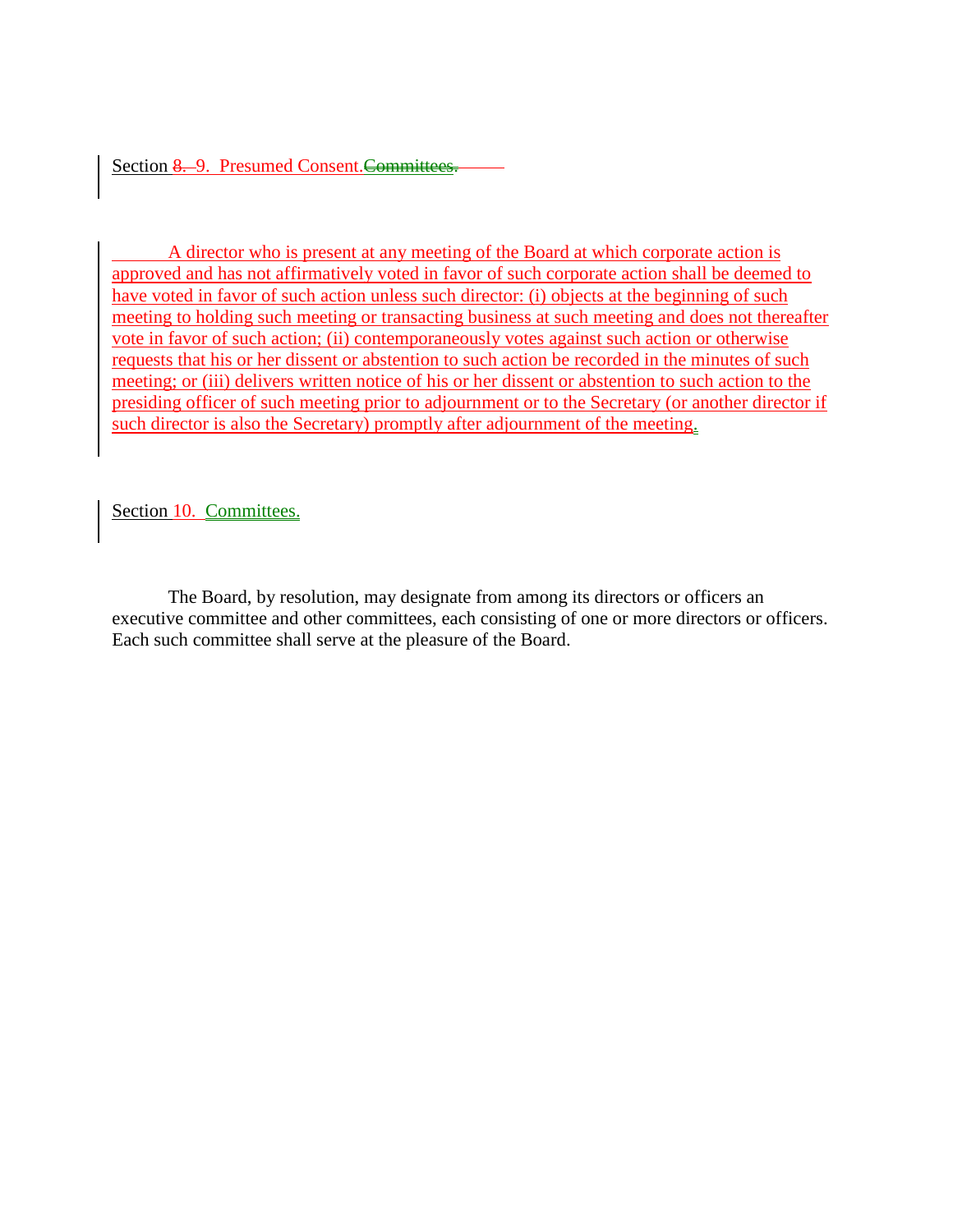Section ~~8.~~ 9. Presumed Consent.~~Committees.~~

A director who is present at any meeting of the Board at which corporate action is approved and has not affirmatively voted in favor of such corporate action shall be deemed to have voted in favor of such action unless such director: (i) objects at the beginning of such meeting to holding such meeting or transacting business at such meeting and does not thereafter vote in favor of such action; (ii) contemporaneously votes against such action or otherwise requests that his or her dissent or abstention to such action be recorded in the minutes of such meeting; or (iii) delivers written notice of his or her dissent or abstention to such action to the presiding officer of such meeting prior to adjournment or to the Secretary (or another director if such director is also the Secretary) promptly after adjournment of the meeting.

Section 10. Committees.

The Board, by resolution, may designate from among its directors or officers an executive committee and other committees, each consisting of one or more directors or officers. Each such committee shall serve at the pleasure of the Board.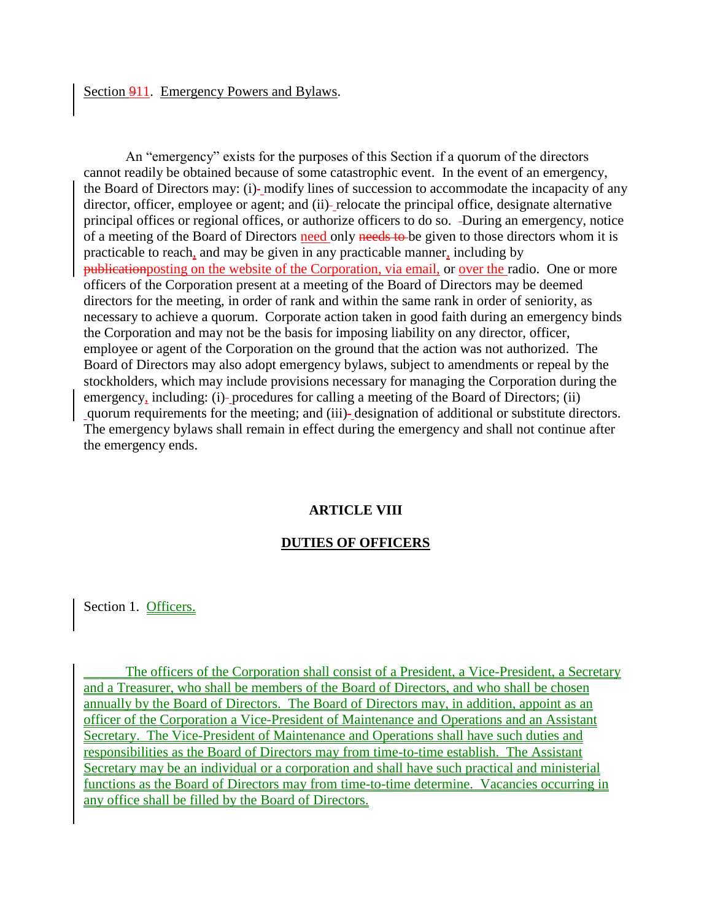Section ~~9~~11. Emergency Powers and Bylaws.

An "emergency" exists for the purposes of this Section if a quorum of the directors cannot readily be obtained because of some catastrophic event. In the event of an emergency, the Board of Directors may: (i) modify lines of succession to accommodate the incapacity of any director, officer, employee or agent; and (ii) relocate the principal office, designate alternative principal offices or regional offices, or authorize officers to do so. During an emergency, notice of a meeting of the Board of Directors need only ~~needs to~~ be given to those directors whom it is practicable to reach, and may be given in any practicable manner, including by ~~publication~~posting on the website of the Corporation, via email, or over the radio. One or more officers of the Corporation present at a meeting of the Board of Directors may be deemed directors for the meeting, in order of rank and within the same rank in order of seniority, as necessary to achieve a quorum. Corporate action taken in good faith during an emergency binds the Corporation and may not be the basis for imposing liability on any director, officer, employee or agent of the Corporation on the ground that the action was not authorized. The Board of Directors may also adopt emergency bylaws, subject to amendments or repeal by the stockholders, which may include provisions necessary for managing the Corporation during the emergency, including: (i) procedures for calling a meeting of the Board of Directors; (ii) quorum requirements for the meeting; and (iii) designation of additional or substitute directors. The emergency bylaws shall remain in effect during the emergency and shall not continue after the emergency ends.

## ARTICLE VIII

## DUTIES OF OFFICERS

Section 1. Officers.

The officers of the Corporation shall consist of a President, a Vice-President, a Secretary and a Treasurer, who shall be members of the Board of Directors, and who shall be chosen annually by the Board of Directors. The Board of Directors may, in addition, appoint as an officer of the Corporation a Vice-President of Maintenance and Operations and an Assistant Secretary. The Vice-President of Maintenance and Operations shall have such duties and responsibilities as the Board of Directors may from time-to-time establish. The Assistant Secretary may be an individual or a corporation and shall have such practical and ministerial functions as the Board of Directors may from time-to-time determine. Vacancies occurring in any office shall be filled by the Board of Directors.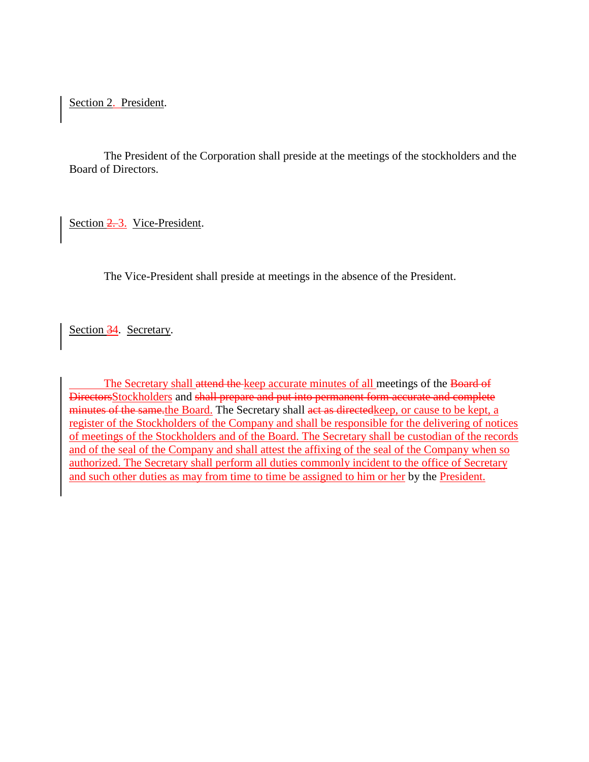Section 2. President.

The President of the Corporation shall preside at the meetings of the stockholders and the Board of Directors.

Section ~~2.~~ 3. Vice-President.

The Vice-President shall preside at meetings in the absence of the President.

Section ~~3~~4. Secretary.

The Secretary shall ~~attend the~~ keep accurate minutes of all meetings of the ~~Board of Directors~~Stockholders and ~~shall prepare and put into permanent form accurate and complete minutes of the same.~~the Board. The Secretary shall ~~act as directed~~keep, or cause to be kept, a register of the Stockholders of the Company and shall be responsible for the delivering of notices of meetings of the Stockholders and of the Board. The Secretary shall be custodian of the records and of the seal of the Company and shall attest the affixing of the seal of the Company when so authorized. The Secretary shall perform all duties commonly incident to the office of Secretary and such other duties as may from time to time be assigned to him or her by the President.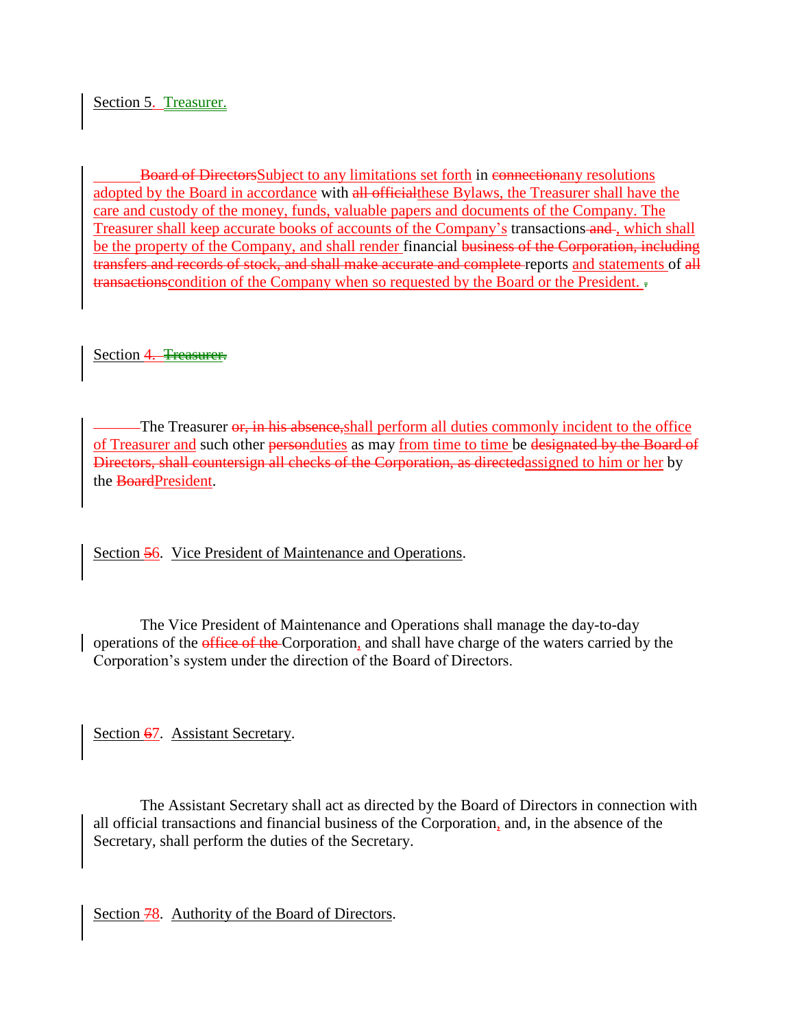Section 5. Treasurer.

~~Board of Directors~~Subject to any limitations set forth in ~~connection~~any resolutions adopted by the Board in accordance with ~~all official~~these Bylaws, the Treasurer shall have the care and custody of the money, funds, valuable papers and documents of the Company. The Treasurer shall keep accurate books of accounts of the Company's transactions ~~and~~ , which shall be the property of the Company, and shall render financial ~~business of the Corporation, including transfers and records of stock, and shall make accurate and complete~~ reports and statements of ~~all transactions~~condition of the Company when so requested by the Board or the President. ~~.~~

Section 4. ~~Treasurer.~~

The Treasurer ~~or, in his absence,~~shall perform all duties commonly incident to the office of Treasurer and such other ~~person~~duties as may from time to time be ~~designated by the Board of Directors, shall countersign all checks of the Corporation, as directed~~assigned to him or her by the ~~Board~~President.

Section ~~5~~6. Vice President of Maintenance and Operations.

The Vice President of Maintenance and Operations shall manage the day-to-day operations of the ~~office of the~~ Corporation, and shall have charge of the waters carried by the Corporation's system under the direction of the Board of Directors.

Section ~~6~~7. Assistant Secretary.

The Assistant Secretary shall act as directed by the Board of Directors in connection with all official transactions and financial business of the Corporation, and, in the absence of the Secretary, shall perform the duties of the Secretary.

Section ~~7~~8. Authority of the Board of Directors.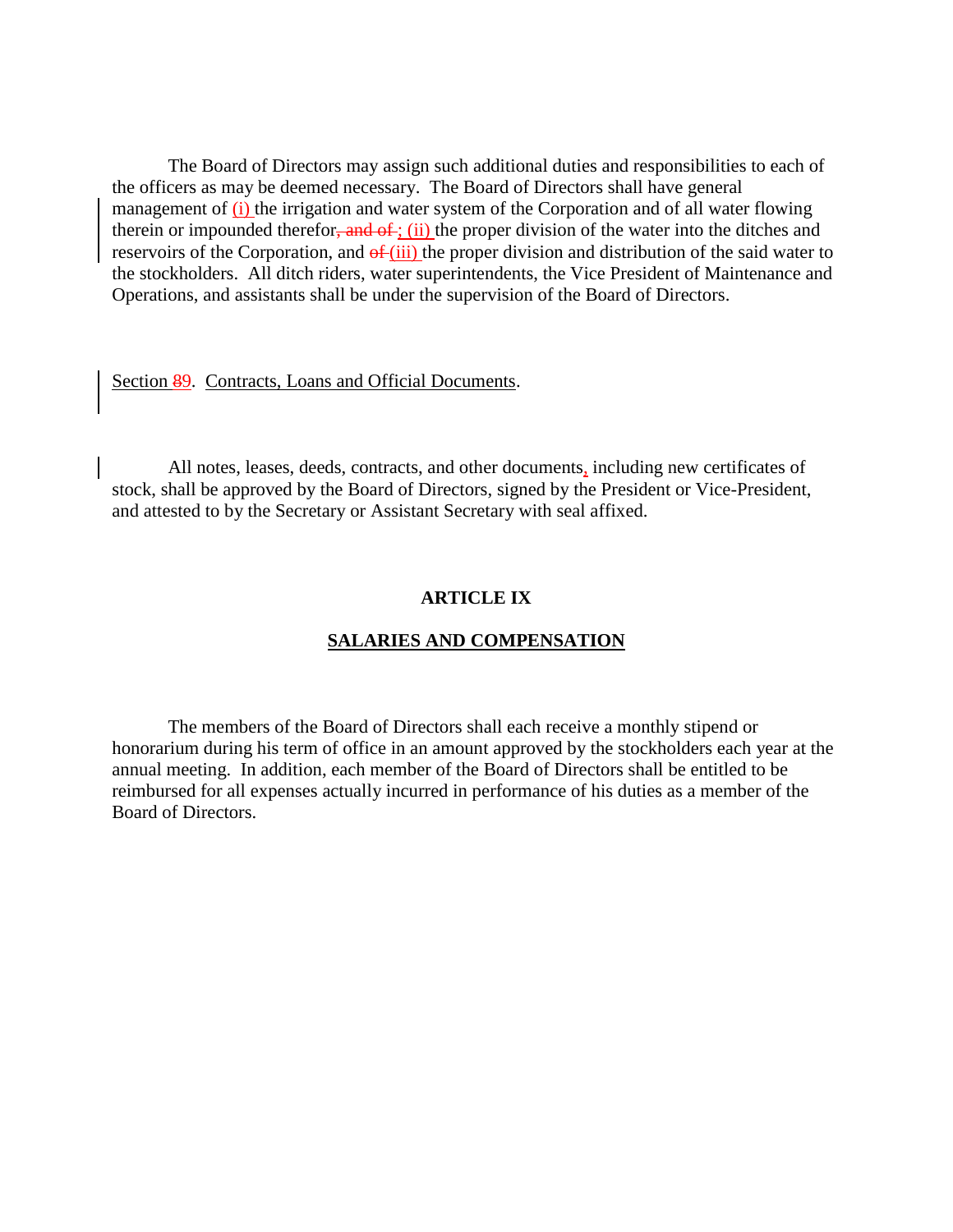The Board of Directors may assign such additional duties and responsibilities to each of the officers as may be deemed necessary. The Board of Directors shall have general management of (i) the irrigation and water system of the Corporation and of all water flowing therein or impounded therefor~~, and of~~; (ii) the proper division of the water into the ditches and reservoirs of the Corporation, and ~~of~~ (iii) the proper division and distribution of the said water to the stockholders. All ditch riders, water superintendents, the Vice President of Maintenance and Operations, and assistants shall be under the supervision of the Board of Directors.

Section ~~8~~9. Contracts, Loans and Official Documents.

All notes, leases, deeds, contracts, and other documents, including new certificates of stock, shall be approved by the Board of Directors, signed by the President or Vice-President, and attested to by the Secretary or Assistant Secretary with seal affixed.

## ARTICLE IX

## SALARIES AND COMPENSATION

The members of the Board of Directors shall each receive a monthly stipend or honorarium during his term of office in an amount approved by the stockholders each year at the annual meeting. In addition, each member of the Board of Directors shall be entitled to be reimbursed for all expenses actually incurred in performance of his duties as a member of the Board of Directors.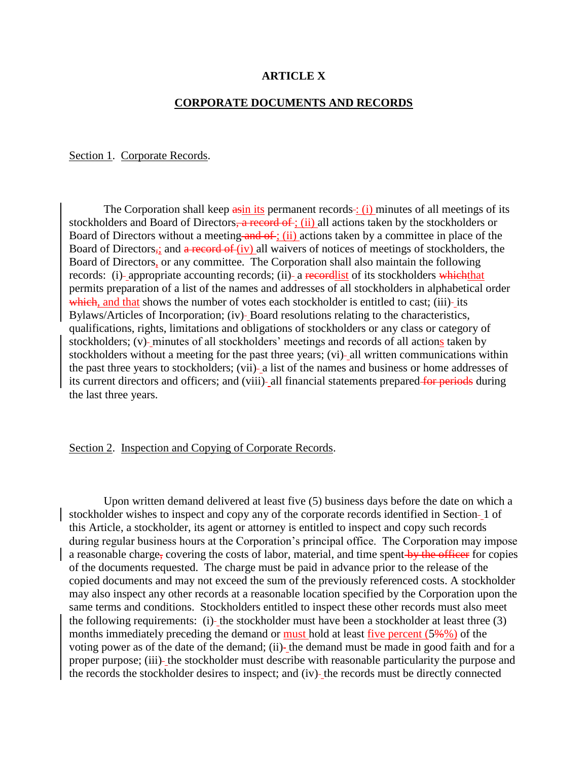# ARTICLE X

## CORPORATE DOCUMENTS AND RECORDS

Section 1. Corporate Records.

The Corporation shall keep ~~as~~in its permanent records: (i) minutes of all meetings of its stockholders and Board of Directors~~, a record of~~; (ii) all actions taken by the stockholders or Board of Directors without a meeting~~ and of~~; (ii) actions taken by a committee in place of the Board of Directors~~,~~; and ~~a record of~~ (iv) all waivers of notices of meetings of stockholders, the Board of Directors, or any committee. The Corporation shall also maintain the following records: (i) appropriate accounting records; (ii) a ~~record~~list of its stockholders ~~which~~that permits preparation of a list of the names and addresses of all stockholders in alphabetical order ~~which~~, and that shows the number of votes each stockholder is entitled to cast; (iii) its Bylaws/Articles of Incorporation; (iv) Board resolutions relating to the characteristics, qualifications, rights, limitations and obligations of stockholders or any class or category of stockholders; (v) minutes of all stockholders' meetings and records of all actions taken by stockholders without a meeting for the past three years; (vi) all written communications within the past three years to stockholders; (vii) a list of the names and business or home addresses of its current directors and officers; and (viii) all financial statements prepared~~ for periods~~ during the last three years.

Section 2. Inspection and Copying of Corporate Records.

Upon written demand delivered at least five (5) business days before the date on which a stockholder wishes to inspect and copy any of the corporate records identified in Section 1 of this Article, a stockholder, its agent or attorney is entitled to inspect and copy such records during regular business hours at the Corporation's principal office. The Corporation may impose a reasonable charge~~,~~ covering the costs of labor, material, and time spent~~ by the officer~~ for copies of the documents requested. The charge must be paid in advance prior to the release of the copied documents and may not exceed the sum of the previously referenced costs. A stockholder may also inspect any other records at a reasonable location specified by the Corporation upon the same terms and conditions. Stockholders entitled to inspect these other records must also meet the following requirements: (i) the stockholder must have been a stockholder at least three (3) months immediately preceding the demand or must hold at least five percent (5~~%~~%) of the voting power as of the date of the demand; (ii) the demand must be made in good faith and for a proper purpose; (iii) the stockholder must describe with reasonable particularity the purpose and the records the stockholder desires to inspect; and (iv) the records must be directly connected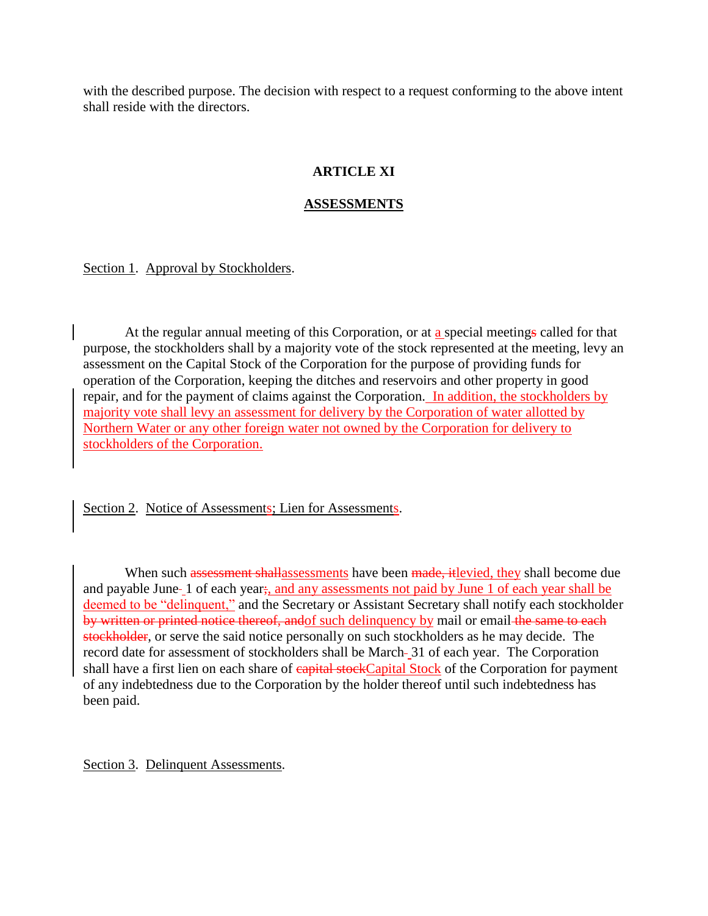with the described purpose. The decision with respect to a request conforming to the above intent shall reside with the directors.

## ARTICLE XI

## ASSESSMENTS

Section 1. Approval by Stockholders.

At the regular annual meeting of this Corporation, or at a special meeting~~s~~ called for that purpose, the stockholders shall by a majority vote of the stock represented at the meeting, levy an assessment on the Capital Stock of the Corporation for the purpose of providing funds for operation of the Corporation, keeping the ditches and reservoirs and other property in good repair, and for the payment of claims against the Corporation. In addition, the stockholders by majority vote shall levy an assessment for delivery by the Corporation of water allotted by Northern Water or any other foreign water not owned by the Corporation for delivery to stockholders of the Corporation.

Section 2. Notice of Assessments; Lien for Assessments.

When such ~~assessment shall~~assessments have been ~~made, it~~levied, they shall become due and payable June 1 of each year~~;~~, and any assessments not paid by June 1 of each year shall be deemed to be "delinquent," and the Secretary or Assistant Secretary shall notify each stockholder ~~by written or printed notice thereof, and~~of such delinquency by mail or email~~ the same to each stockholder~~, or serve the said notice personally on such stockholders as he may decide. The record date for assessment of stockholders shall be March 31 of each year. The Corporation shall have a first lien on each share of ~~capital stock~~Capital Stock of the Corporation for payment of any indebtedness due to the Corporation by the holder thereof until such indebtedness has been paid.

Section 3. Delinquent Assessments.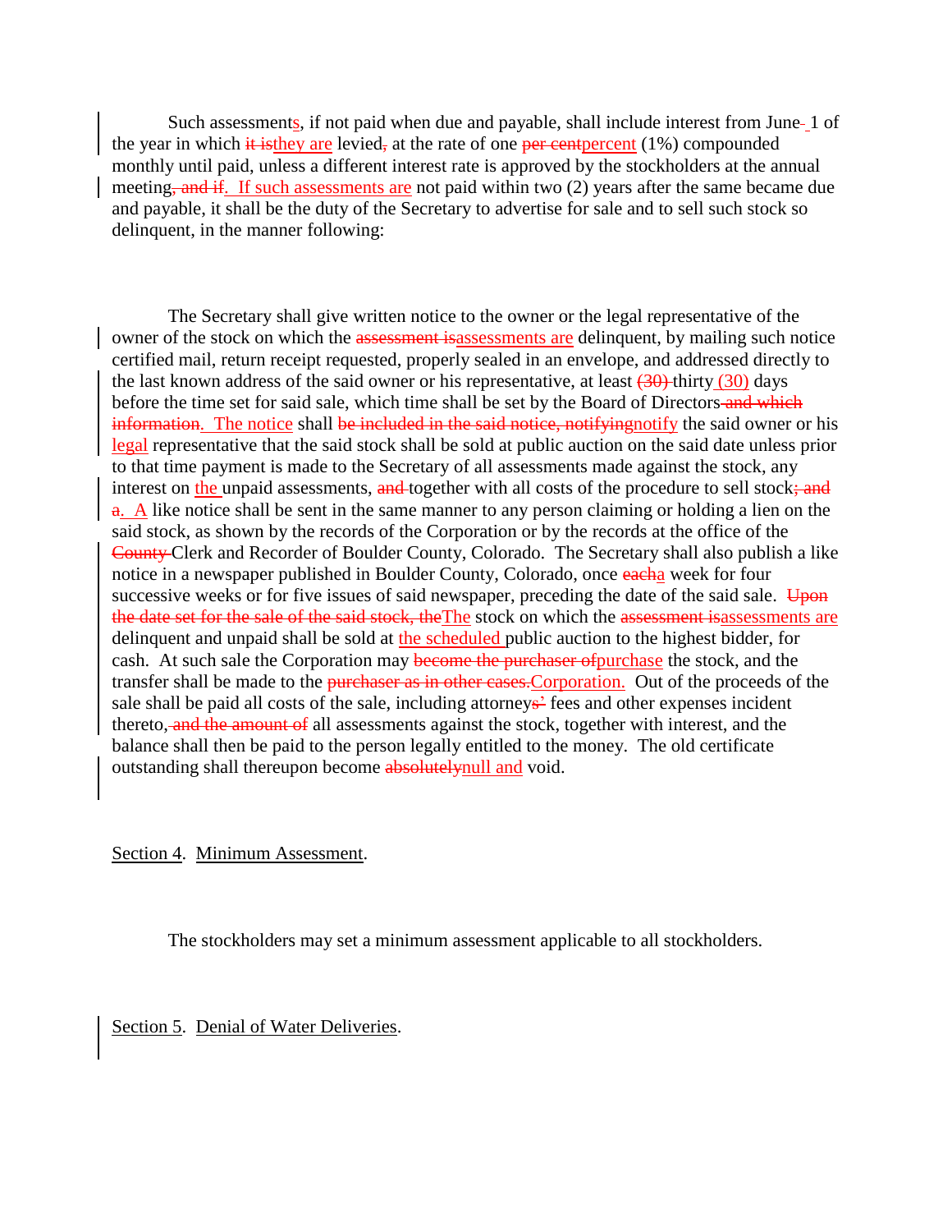Such assessment<u>s</u>, if not paid when due and payable, shall include interest from June~~ ~~1 of the year in which ~~it is~~<u>they are</u> levied~~,~~ at the rate of one ~~per cent~~<u>percent</u> (1%) compounded monthly until paid, unless a different interest rate is approved by the stockholders at the annual meeting~~, and if~~<u>. If such assessments are</u> not paid within two (2) years after the same became due and payable, it shall be the duty of the Secretary to advertise for sale and to sell such stock so delinquent, in the manner following:

The Secretary shall give written notice to the owner or the legal representative of the owner of the stock on which the ~~assessment is~~<u>assessments are</u> delinquent, by mailing such notice certified mail, return receipt requested, properly sealed in an envelope, and addressed directly to the last known address of the said owner or his representative, at least ~~(30)~~ thirty<u> (30)</u> days before the time set for said sale, which time shall be set by the Board of Directors~~ and which information~~<u>. The notice</u> shall ~~be included in the said notice, notifying~~<u>notify</u> the said owner or his <u>legal</u> representative that the said stock shall be sold at public auction on the said date unless prior to that time payment is made to the Secretary of all assessments made against the stock, any interest on <u>the</u> unpaid assessments, ~~and~~ together with all costs of the procedure to sell stock~~; and a~~<u>. A</u> like notice shall be sent in the same manner to any person claiming or holding a lien on the said stock, as shown by the records of the Corporation or by the records at the office of the ~~County~~ Clerk and Recorder of Boulder County, Colorado. The Secretary shall also publish a like notice in a newspaper published in Boulder County, Colorado, once ~~each~~<u>a</u> week for four successive weeks or for five issues of said newspaper, preceding the date of the said sale. ~~Upon the date set for the sale of the said stock, the~~<u>The</u> stock on which the ~~assessment is~~<u>assessments are</u> delinquent and unpaid shall be sold at <u>the scheduled</u> public auction to the highest bidder, for cash. At such sale the Corporation may ~~become the purchaser of~~<u>purchase</u> the stock, and the transfer shall be made to the ~~purchaser as in other cases.~~<u>Corporation.</u> Out of the proceeds of the sale shall be paid all costs of the sale, including attorney~~s'~~ fees and other expenses incident thereto,~~ and the amount of~~ all assessments against the stock, together with interest, and the balance shall then be paid to the person legally entitled to the money. The old certificate outstanding shall thereupon become ~~absolutely~~<u>null and</u> void.

<u>Section 4</u>. <u>Minimum Assessment</u>.

The stockholders may set a minimum assessment applicable to all stockholders.

<u>Section 5</u>. <u>Denial of Water Deliveries</u>.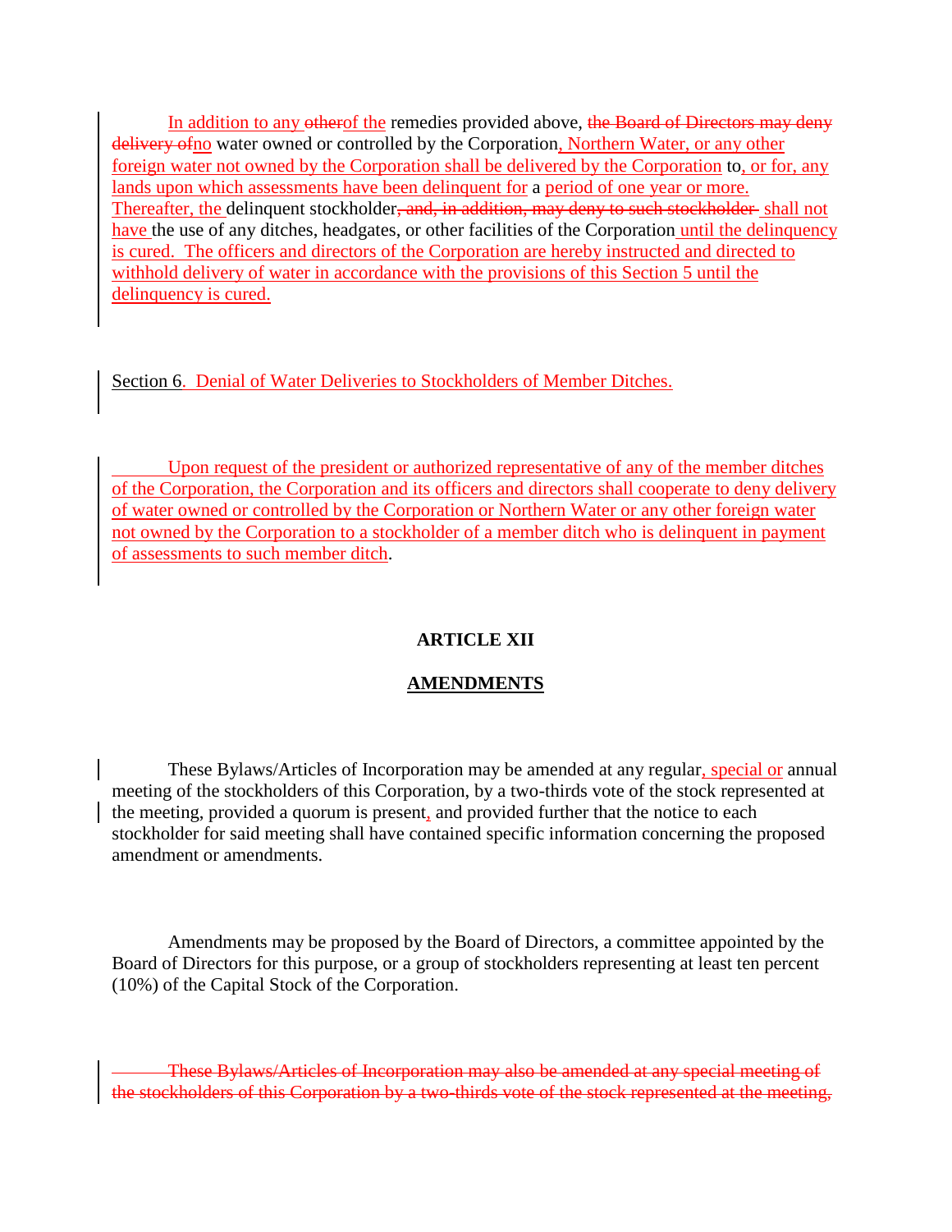In addition to any ~~other~~of the remedies provided above, ~~the Board of Directors may deny delivery of~~no water owned or controlled by the Corporation, Northern Water, or any other foreign water not owned by the Corporation shall be delivered by the Corporation to, or for, any lands upon which assessments have been delinquent for a period of one year or more. Thereafter, the delinquent stockholder~~, and, in addition, may deny to such stockholder~~ shall not have the use of any ditches, headgates, or other facilities of the Corporation until the delinquency is cured. The officers and directors of the Corporation are hereby instructed and directed to withhold delivery of water in accordance with the provisions of this Section 5 until the delinquency is cured.

Section 6. Denial of Water Deliveries to Stockholders of Member Ditches.

Upon request of the president or authorized representative of any of the member ditches of the Corporation, the Corporation and its officers and directors shall cooperate to deny delivery of water owned or controlled by the Corporation or Northern Water or any other foreign water not owned by the Corporation to a stockholder of a member ditch who is delinquent in payment of assessments to such member ditch.

## ARTICLE XII

## AMENDMENTS

These Bylaws/Articles of Incorporation may be amended at any regular, special or annual meeting of the stockholders of this Corporation, by a two-thirds vote of the stock represented at the meeting, provided a quorum is present, and provided further that the notice to each stockholder for said meeting shall have contained specific information concerning the proposed amendment or amendments.

Amendments may be proposed by the Board of Directors, a committee appointed by the Board of Directors for this purpose, or a group of stockholders representing at least ten percent (10%) of the Capital Stock of the Corporation.

~~These Bylaws/Articles of Incorporation may also be amended at any special meeting of the stockholders of this Corporation by a two-thirds vote of the stock represented at the meeting,~~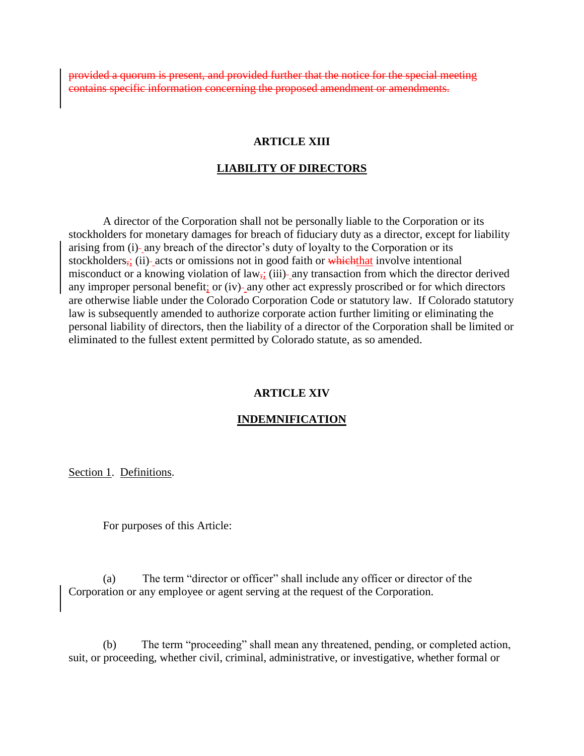~~provided a quorum is present, and provided further that the notice for the special meeting contains specific information concerning the proposed amendment or amendments.~~

**ARTICLE XIII**

**LIABILITY OF DIRECTORS**

A director of the Corporation shall not be personally liable to the Corporation or its stockholders for monetary damages for breach of fiduciary duty as a director, except for liability arising from (i) any breach of the director's duty of loyalty to the Corporation or its stockholders~~,~~; (ii) acts or omissions not in good faith or ~~which~~that involve intentional misconduct or a knowing violation of law~~,~~; (iii) any transaction from which the director derived any improper personal benefit; or (iv) any other act expressly proscribed or for which directors are otherwise liable under the Colorado Corporation Code or statutory law. If Colorado statutory law is subsequently amended to authorize corporate action further limiting or eliminating the personal liability of directors, then the liability of a director of the Corporation shall be limited or eliminated to the fullest extent permitted by Colorado statute, as so amended.

**ARTICLE XIV**

**INDEMNIFICATION**

Section 1. Definitions.

For purposes of this Article:

(a) The term "director or officer" shall include any officer or director of the Corporation or any employee or agent serving at the request of the Corporation.

(b) The term "proceeding" shall mean any threatened, pending, or completed action, suit, or proceeding, whether civil, criminal, administrative, or investigative, whether formal or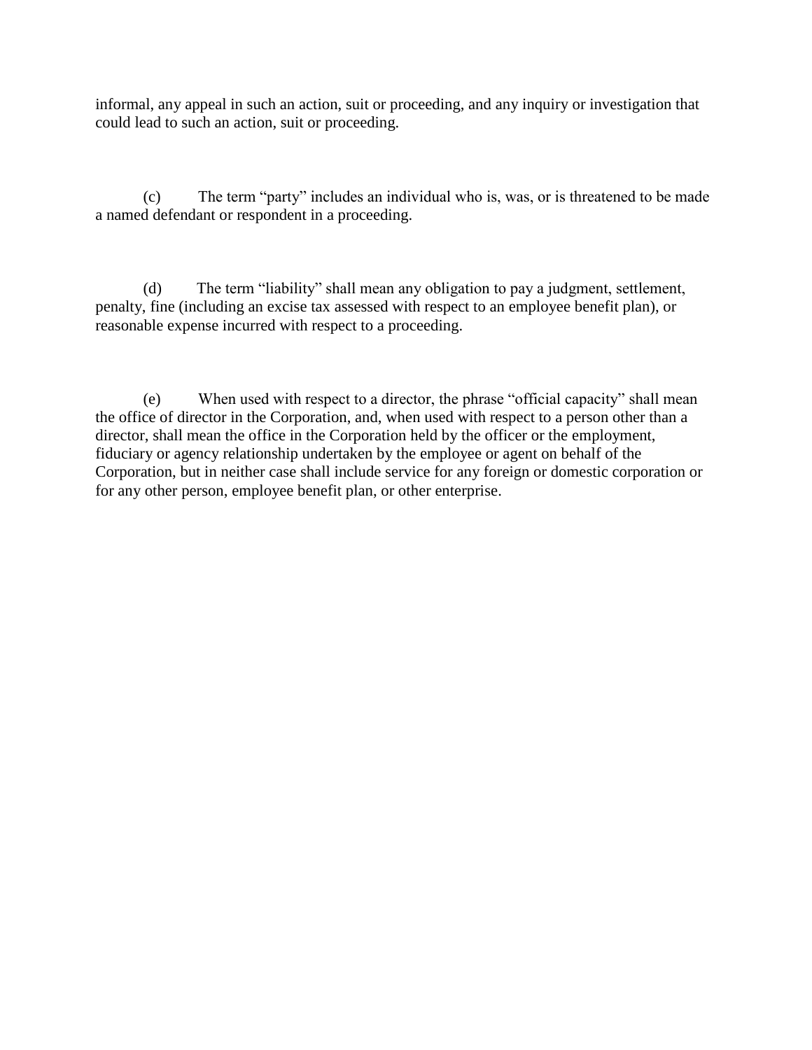informal, any appeal in such an action, suit or proceeding, and any inquiry or investigation that could lead to such an action, suit or proceeding.

(c) The term "party" includes an individual who is, was, or is threatened to be made a named defendant or respondent in a proceeding.

(d) The term "liability" shall mean any obligation to pay a judgment, settlement, penalty, fine (including an excise tax assessed with respect to an employee benefit plan), or reasonable expense incurred with respect to a proceeding.

(e) When used with respect to a director, the phrase "official capacity" shall mean the office of director in the Corporation, and, when used with respect to a person other than a director, shall mean the office in the Corporation held by the officer or the employment, fiduciary or agency relationship undertaken by the employee or agent on behalf of the Corporation, but in neither case shall include service for any foreign or domestic corporation or for any other person, employee benefit plan, or other enterprise.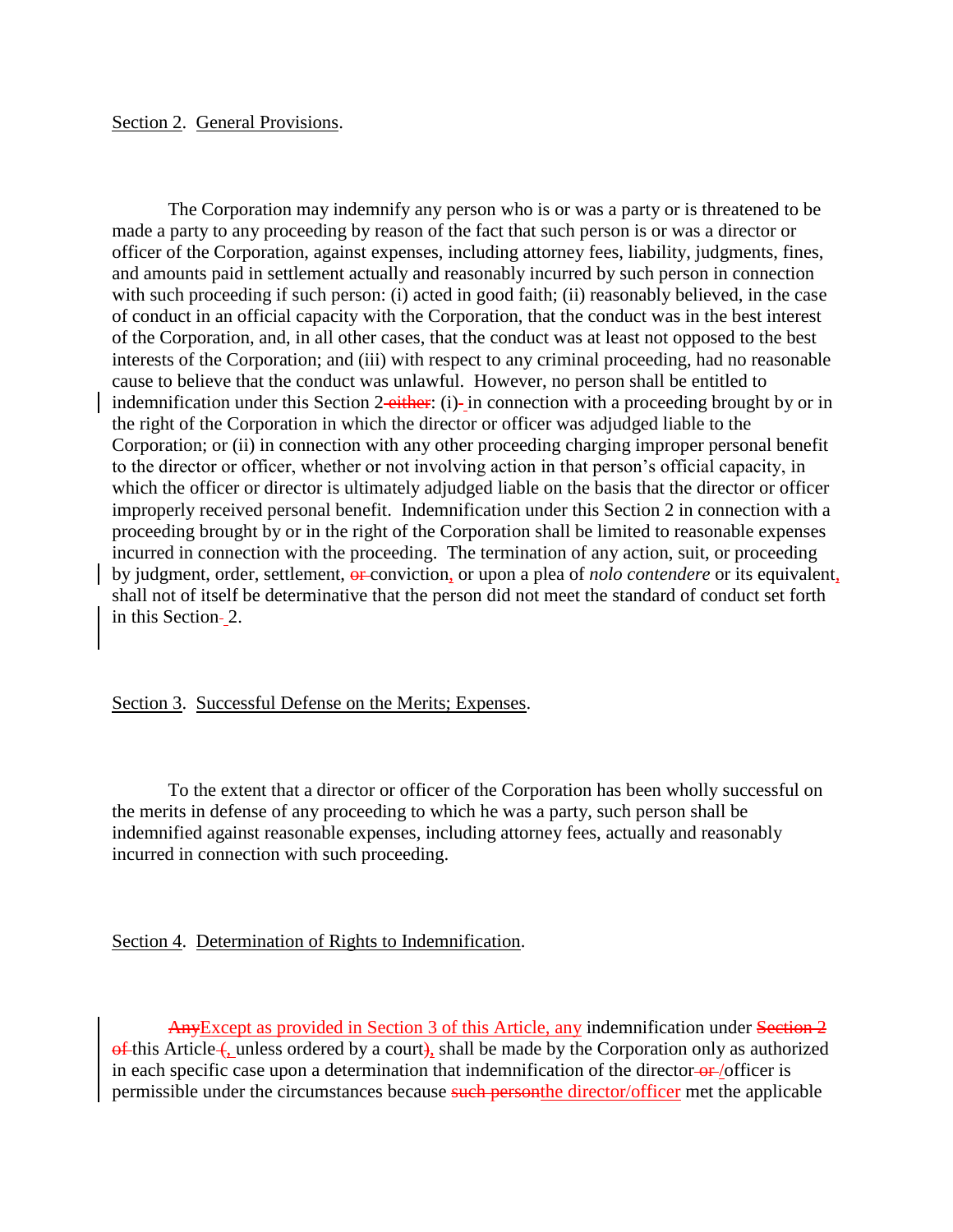Section 2. General Provisions.

The Corporation may indemnify any person who is or was a party or is threatened to be made a party to any proceeding by reason of the fact that such person is or was a director or officer of the Corporation, against expenses, including attorney fees, liability, judgments, fines, and amounts paid in settlement actually and reasonably incurred by such person in connection with such proceeding if such person: (i) acted in good faith; (ii) reasonably believed, in the case of conduct in an official capacity with the Corporation, that the conduct was in the best interest of the Corporation, and, in all other cases, that the conduct was at least not opposed to the best interests of the Corporation; and (iii) with respect to any criminal proceeding, had no reasonable cause to believe that the conduct was unlawful. However, no person shall be entitled to indemnification under this Section 2~~ either~~: (i) in connection with a proceeding brought by or in the right of the Corporation in which the director or officer was adjudged liable to the Corporation; or (ii) in connection with any other proceeding charging improper personal benefit to the director or officer, whether or not involving action in that person's official capacity, in which the officer or director is ultimately adjudged liable on the basis that the director or officer improperly received personal benefit. Indemnification under this Section 2 in connection with a proceeding brought by or in the right of the Corporation shall be limited to reasonable expenses incurred in connection with the proceeding. The termination of any action, suit, or proceeding by judgment, order, settlement, ~~or~~ conviction, or upon a plea of *nolo contendere* or its equivalent, shall not of itself be determinative that the person did not meet the standard of conduct set forth in this Section 2.

Section 3. Successful Defense on the Merits; Expenses.

To the extent that a director or officer of the Corporation has been wholly successful on the merits in defense of any proceeding to which he was a party, such person shall be indemnified against reasonable expenses, including attorney fees, actually and reasonably incurred in connection with such proceeding.

Section 4. Determination of Rights to Indemnification.

~~Any~~Except as provided in Section 3 of this Article, any indemnification under ~~Section 2 of~~ this Article~~ (~~, unless ordered by a court~~)~~, shall be made by the Corporation only as authorized in each specific case upon a determination that indemnification of the director~~ or ~~/officer is permissible under the circumstances because ~~such person~~the director/officer met the applicable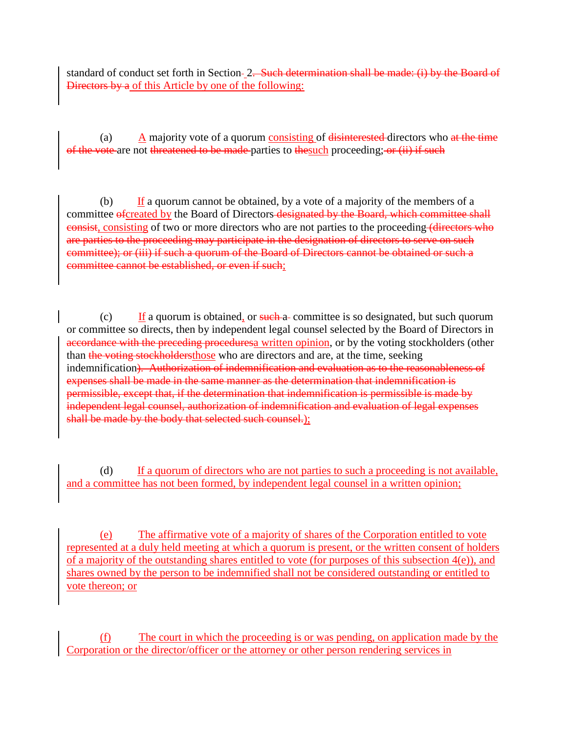standard of conduct set forth in Section 2. ~~Such determination shall be made: (i) by the Board of Directors by a~~ of this Article by one of the following:

(a) A majority vote of a quorum consisting of ~~disinterested~~ directors who ~~at the time of the vote~~ are not ~~threatened to be made~~ parties to ~~the~~such proceeding; ~~or (ii) if such~~

(b) If a quorum cannot be obtained, by a vote of a majority of the members of a committee ~~of~~created by the Board of Directors ~~designated by the Board, which committee shall consist~~, consisting of two or more directors who are not parties to the proceeding ~~(directors who are parties to the proceeding may participate in the designation of directors to serve on such committee); or (iii) if such a quorum of the Board of Directors cannot be obtained or such a committee cannot be established, or even if such~~;

(c) If a quorum is obtained, or ~~such a~~ committee is so designated, but such quorum or committee so directs, then by independent legal counsel selected by the Board of Directors in ~~accordance with the preceding procedures~~a written opinion, or by the voting stockholders (other than ~~the voting stockholders~~those who are directors and are, at the time, seeking indemnification~~). Authorization of indemnification and evaluation as to the reasonableness of expenses shall be made in the same manner as the determination that indemnification is permissible, except that, if the determination that indemnification is permissible is made by independent legal counsel, authorization of indemnification and evaluation of legal expenses shall be made by the body that selected such counsel.~~);

(d) If a quorum of directors who are not parties to such a proceeding is not available, and a committee has not been formed, by independent legal counsel in a written opinion;

(e) The affirmative vote of a majority of shares of the Corporation entitled to vote represented at a duly held meeting at which a quorum is present, or the written consent of holders of a majority of the outstanding shares entitled to vote (for purposes of this subsection 4(e)), and shares owned by the person to be indemnified shall not be considered outstanding or entitled to vote thereon; or

(f) The court in which the proceeding is or was pending, on application made by the Corporation or the director/officer or the attorney or other person rendering services in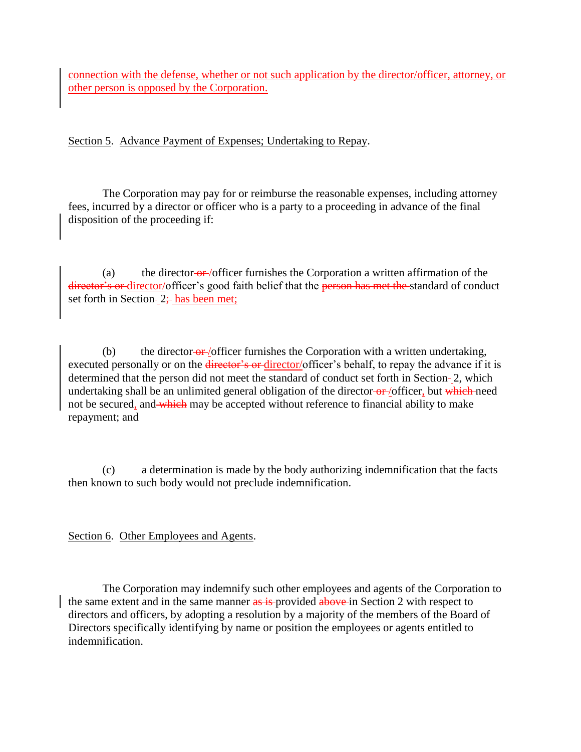connection with the defense, whether or not such application by the director/officer, attorney, or other person is opposed by the Corporation.

Section 5. Advance Payment of Expenses; Undertaking to Repay.

The Corporation may pay for or reimburse the reasonable expenses, including attorney fees, incurred by a director or officer who is a party to a proceeding in advance of the final disposition of the proceeding if:

(a) the director ~~or~~/officer furnishes the Corporation a written affirmation of the ~~director's or~~ director/officer's good faith belief that the ~~person has met the~~ standard of conduct set forth in Section 2~~;~~ has been met;

(b) the director ~~or~~/officer furnishes the Corporation with a written undertaking, executed personally or on the ~~director's or~~ director/officer's behalf, to repay the advance if it is determined that the person did not meet the standard of conduct set forth in Section 2, which undertaking shall be an unlimited general obligation of the director ~~or~~/officer, but ~~which~~ need not be secured, and ~~which~~ may be accepted without reference to financial ability to make repayment; and

(c) a determination is made by the body authorizing indemnification that the facts then known to such body would not preclude indemnification.

Section 6. Other Employees and Agents.

The Corporation may indemnify such other employees and agents of the Corporation to the same extent and in the same manner ~~as is~~ provided ~~above~~ in Section 2 with respect to directors and officers, by adopting a resolution by a majority of the members of the Board of Directors specifically identifying by name or position the employees or agents entitled to indemnification.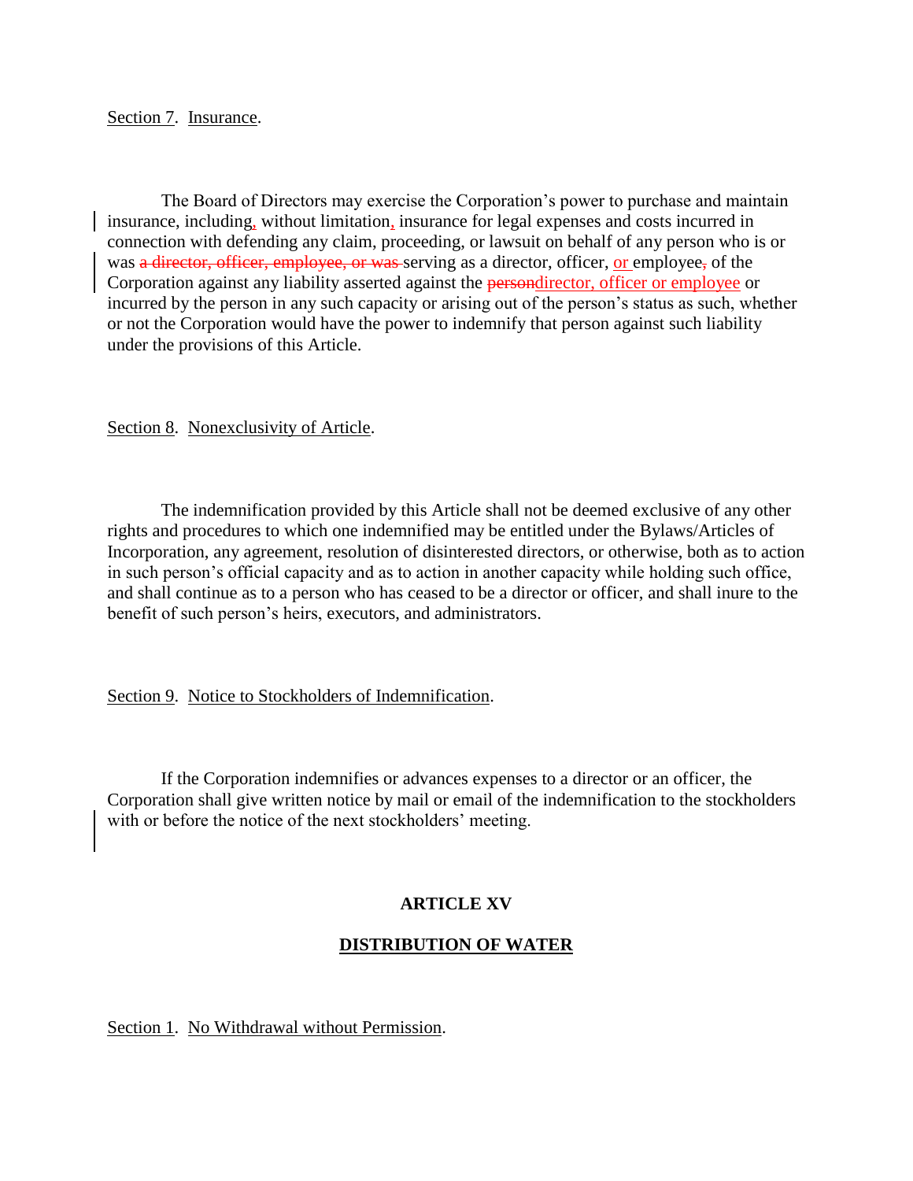Section 7. Insurance.

The Board of Directors may exercise the Corporation's power to purchase and maintain insurance, including, without limitation, insurance for legal expenses and costs incurred in connection with defending any claim, proceeding, or lawsuit on behalf of any person who is or was ~~a director, officer, employee, or was~~ serving as a director, officer, or employee~~,~~ of the Corporation against any liability asserted against the ~~person~~director, officer or employee or incurred by the person in any such capacity or arising out of the person's status as such, whether or not the Corporation would have the power to indemnify that person against such liability under the provisions of this Article.

Section 8. Nonexclusivity of Article.

The indemnification provided by this Article shall not be deemed exclusive of any other rights and procedures to which one indemnified may be entitled under the Bylaws/Articles of Incorporation, any agreement, resolution of disinterested directors, or otherwise, both as to action in such person's official capacity and as to action in another capacity while holding such office, and shall continue as to a person who has ceased to be a director or officer, and shall inure to the benefit of such person's heirs, executors, and administrators.

Section 9. Notice to Stockholders of Indemnification.

If the Corporation indemnifies or advances expenses to a director or an officer, the Corporation shall give written notice by mail or email of the indemnification to the stockholders with or before the notice of the next stockholders' meeting.

## ARTICLE XV

## DISTRIBUTION OF WATER

Section 1. No Withdrawal without Permission.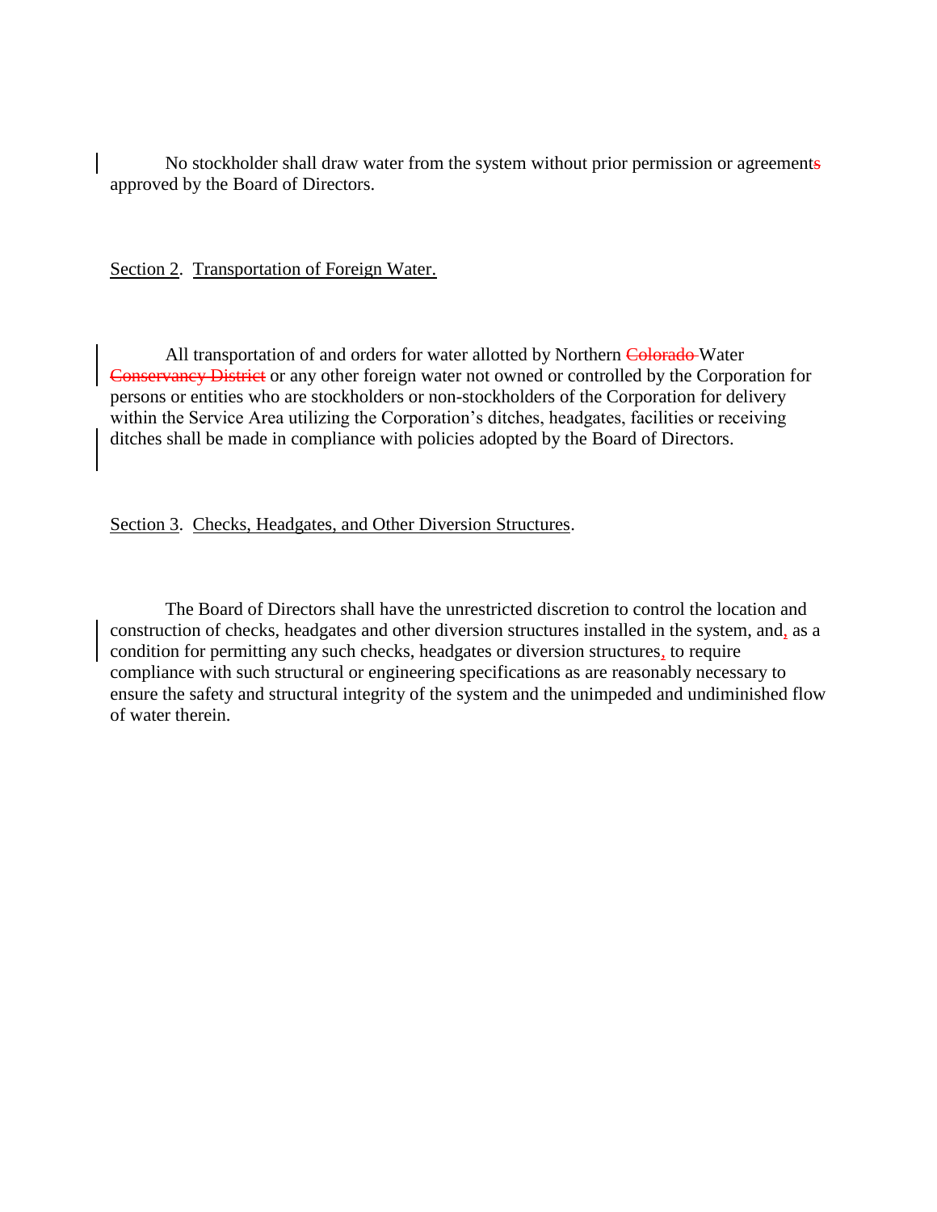No stockholder shall draw water from the system without prior permission or agreements approved by the Board of Directors.

Section 2. Transportation of Foreign Water.

All transportation of and orders for water allotted by Northern ~~Colorado~~ Water ~~Conservancy District~~ or any other foreign water not owned or controlled by the Corporation for persons or entities who are stockholders or non-stockholders of the Corporation for delivery within the Service Area utilizing the Corporation's ditches, headgates, facilities or receiving ditches shall be made in compliance with policies adopted by the Board of Directors.

Section 3. Checks, Headgates, and Other Diversion Structures.

The Board of Directors shall have the unrestricted discretion to control the location and construction of checks, headgates and other diversion structures installed in the system, and, as a condition for permitting any such checks, headgates or diversion structures, to require compliance with such structural or engineering specifications as are reasonably necessary to ensure the safety and structural integrity of the system and the unimpeded and undiminished flow of water therein.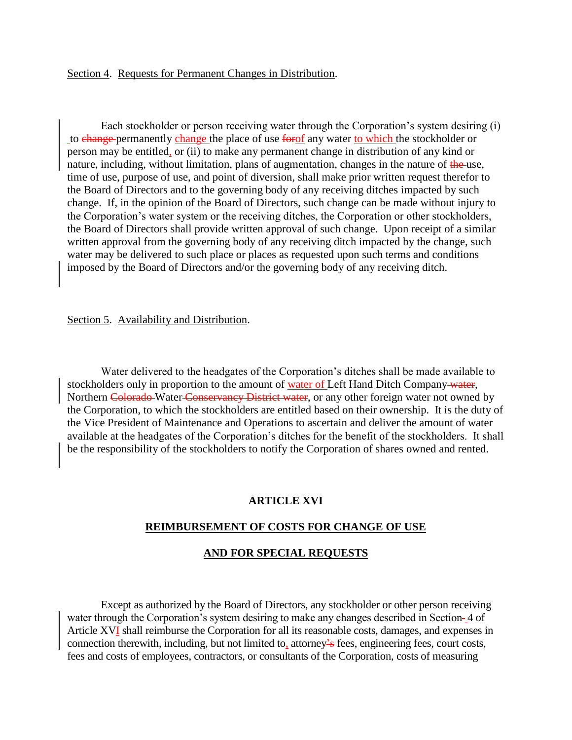Section 4. Requests for Permanent Changes in Distribution.

Each stockholder or person receiving water through the Corporation's system desiring (i) to ~~change~~ permanently change the place of use ~~for~~of any water to which the stockholder or person may be entitled, or (ii) to make any permanent change in distribution of any kind or nature, including, without limitation, plans of augmentation, changes in the nature of ~~the~~ use, time of use, purpose of use, and point of diversion, shall make prior written request therefor to the Board of Directors and to the governing body of any receiving ditches impacted by such change. If, in the opinion of the Board of Directors, such change can be made without injury to the Corporation's water system or the receiving ditches, the Corporation or other stockholders, the Board of Directors shall provide written approval of such change. Upon receipt of a similar written approval from the governing body of any receiving ditch impacted by the change, such water may be delivered to such place or places as requested upon such terms and conditions imposed by the Board of Directors and/or the governing body of any receiving ditch.

Section 5. Availability and Distribution.

Water delivered to the headgates of the Corporation's ditches shall be made available to stockholders only in proportion to the amount of water of Left Hand Ditch Company ~~water~~, Northern ~~Colorado~~ Water ~~Conservancy District water~~, or any other foreign water not owned by the Corporation, to which the stockholders are entitled based on their ownership. It is the duty of the Vice President of Maintenance and Operations to ascertain and deliver the amount of water available at the headgates of the Corporation's ditches for the benefit of the stockholders. It shall be the responsibility of the stockholders to notify the Corporation of shares owned and rented.

## ARTICLE XVI

## REIMBURSEMENT OF COSTS FOR CHANGE OF USE AND FOR SPECIAL REQUESTS

Except as authorized by the Board of Directors, any stockholder or other person receiving water through the Corporation's system desiring to make any changes described in Section ~~-~~ 4 of Article XVI shall reimburse the Corporation for all its reasonable costs, damages, and expenses in connection therewith, including, but not limited to, attorney~~'s~~ fees, engineering fees, court costs, fees and costs of employees, contractors, or consultants of the Corporation, costs of measuring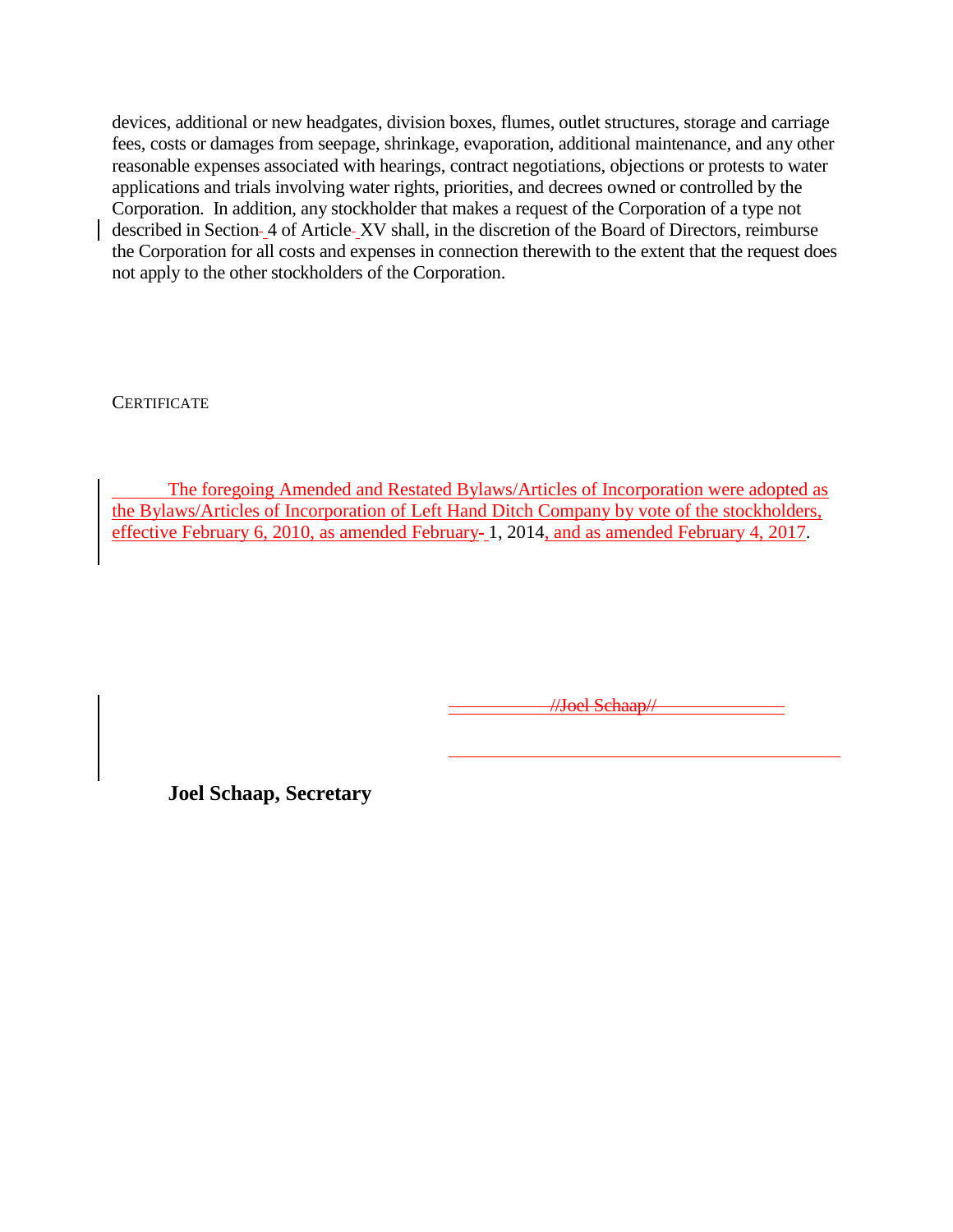devices, additional or new headgates, division boxes, flumes, outlet structures, storage and carriage fees, costs or damages from seepage, shrinkage, evaporation, additional maintenance, and any other reasonable expenses associated with hearings, contract negotiations, objections or protests to water applications and trials involving water rights, priorities, and decrees owned or controlled by the Corporation. In addition, any stockholder that makes a request of the Corporation of a type not described in Section 4 of Article XV shall, in the discretion of the Board of Directors, reimburse the Corporation for all costs and expenses in connection therewith to the extent that the request does not apply to the other stockholders of the Corporation.

CERTIFICATE

The foregoing Amended and Restated Bylaws/Articles of Incorporation were adopted as the Bylaws/Articles of Incorporation of Left Hand Ditch Company by vote of the stockholders, effective February 6, 2010, as amended February 1, 2014, and as amended February 4, 2017.

~~//Joel Schaap//~~

\_\_\_\_\_\_\_\_\_\_\_\_\_\_\_\_\_\_\_\_\_\_\_\_\_\_\_\_\_\_\_\_\_\_\_\_\_\_

**Joel Schaap, Secretary**